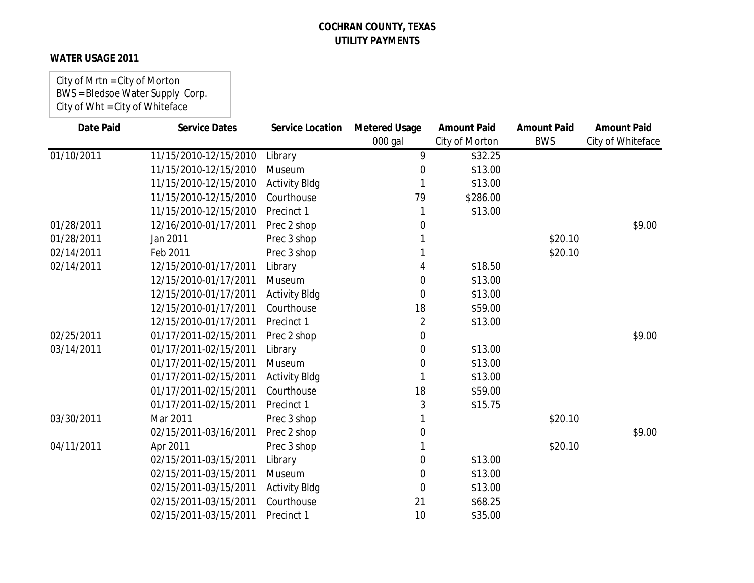**COCHRAN COUNTY, TEXAS**
**UTILITY PAYMENTS**

**WATER USAGE 2011**

City of Mrtn = City of Morton
BWS = Bledsoe Water Supply Corp.
City of Wht = City of Whiteface

| Date Paid | Service Dates | Service Location | Metered Usage 000 gal | Amount Paid City of Morton | Amount Paid BWS | Amount Paid City of Whiteface |
|---|---|---|---|---|---|---|
| 01/10/2011 | 11/15/2010-12/15/2010 | Library | 9 | $32.25 | | |
| | 11/15/2010-12/15/2010 | Museum | 0 | $13.00 | | |
| | 11/15/2010-12/15/2010 | Activity Bldg | 1 | $13.00 | | |
| | 11/15/2010-12/15/2010 | Courthouse | 79 | $286.00 | | |
| | 11/15/2010-12/15/2010 | Precinct 1 | 1 | $13.00 | | |
| 01/28/2011 | 12/16/2010-01/17/2011 | Prec 2 shop | 0 | | | $9.00 |
| 01/28/2011 | Jan 2011 | Prec 3 shop | 1 | | $20.10 | |
| 02/14/2011 | Feb 2011 | Prec 3 shop | 1 | | $20.10 | |
| 02/14/2011 | 12/15/2010-01/17/2011 | Library | 4 | $18.50 | | |
| | 12/15/2010-01/17/2011 | Museum | 0 | $13.00 | | |
| | 12/15/2010-01/17/2011 | Activity Bldg | 0 | $13.00 | | |
| | 12/15/2010-01/17/2011 | Courthouse | 18 | $59.00 | | |
| | 12/15/2010-01/17/2011 | Precinct 1 | 2 | $13.00 | | |
| 02/25/2011 | 01/17/2011-02/15/2011 | Prec 2 shop | 0 | | | $9.00 |
| 03/14/2011 | 01/17/2011-02/15/2011 | Library | 0 | $13.00 | | |
| | 01/17/2011-02/15/2011 | Museum | 0 | $13.00 | | |
| | 01/17/2011-02/15/2011 | Activity Bldg | 1 | $13.00 | | |
| | 01/17/2011-02/15/2011 | Courthouse | 18 | $59.00 | | |
| | 01/17/2011-02/15/2011 | Precinct 1 | 3 | $15.75 | | |
| 03/30/2011 | Mar 2011 | Prec 3 shop | 1 | | $20.10 | |
| | 02/15/2011-03/16/2011 | Prec 2 shop | 0 | | | $9.00 |
| 04/11/2011 | Apr 2011 | Prec 3 shop | 1 | | $20.10 | |
| | 02/15/2011-03/15/2011 | Library | 0 | $13.00 | | |
| | 02/15/2011-03/15/2011 | Museum | 0 | $13.00 | | |
| | 02/15/2011-03/15/2011 | Activity Bldg | 0 | $13.00 | | |
| | 02/15/2011-03/15/2011 | Courthouse | 21 | $68.25 | | |
| | 02/15/2011-03/15/2011 | Precinct 1 | 10 | $35.00 | | |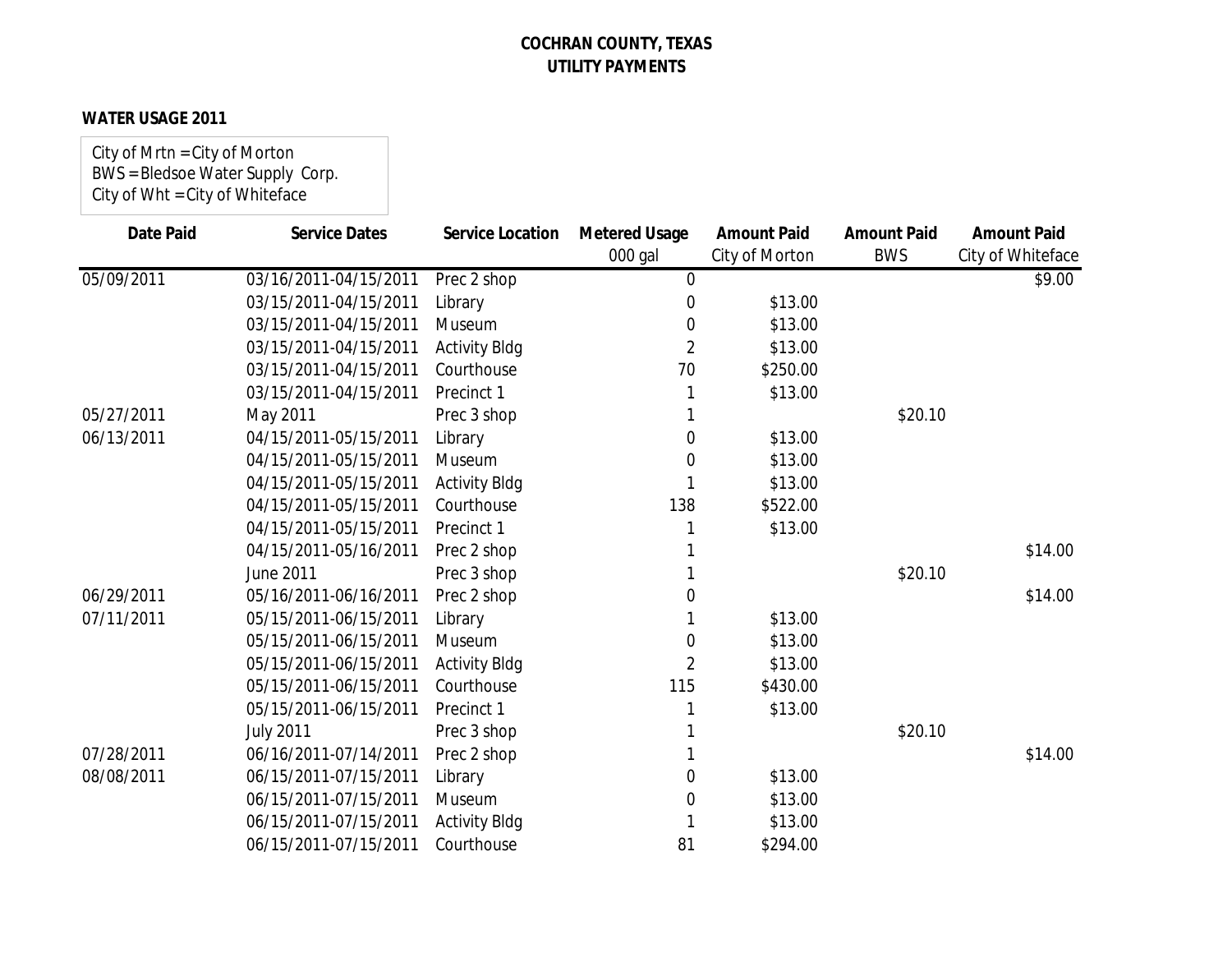# COCHRAN COUNTY, TEXAS
## UTILITY PAYMENTS

**WATER USAGE 2011**

City of Mrtn = City of Morton
BWS = Bledsoe Water Supply Corp.
City of Wht = City of Whiteface

| Date Paid | Service Dates | Service Location | Metered Usage 000 gal | Amount Paid City of Morton | Amount Paid BWS | Amount Paid City of Whiteface |
|---|---|---|---|---|---|---|
| 05/09/2011 | 03/16/2011-04/15/2011 | Prec 2 shop | 0 | | | $9.00 |
| | 03/15/2011-04/15/2011 | Library | 0 | $13.00 | | |
| | 03/15/2011-04/15/2011 | Museum | 0 | $13.00 | | |
| | 03/15/2011-04/15/2011 | Activity Bldg | 2 | $13.00 | | |
| | 03/15/2011-04/15/2011 | Courthouse | 70 | $250.00 | | |
| | 03/15/2011-04/15/2011 | Precinct 1 | 1 | $13.00 | | |
| 05/27/2011 | May 2011 | Prec 3 shop | 1 | | $20.10 | |
| 06/13/2011 | 04/15/2011-05/15/2011 | Library | 0 | $13.00 | | |
| | 04/15/2011-05/15/2011 | Museum | 0 | $13.00 | | |
| | 04/15/2011-05/15/2011 | Activity Bldg | 1 | $13.00 | | |
| | 04/15/2011-05/15/2011 | Courthouse | 138 | $522.00 | | |
| | 04/15/2011-05/15/2011 | Precinct 1 | 1 | $13.00 | | |
| | 04/15/2011-05/16/2011 | Prec 2 shop | 1 | | | $14.00 |
| | June 2011 | Prec 3 shop | 1 | | $20.10 | |
| 06/29/2011 | 05/16/2011-06/16/2011 | Prec 2 shop | 0 | | | $14.00 |
| 07/11/2011 | 05/15/2011-06/15/2011 | Library | 1 | $13.00 | | |
| | 05/15/2011-06/15/2011 | Museum | 0 | $13.00 | | |
| | 05/15/2011-06/15/2011 | Activity Bldg | 2 | $13.00 | | |
| | 05/15/2011-06/15/2011 | Courthouse | 115 | $430.00 | | |
| | 05/15/2011-06/15/2011 | Precinct 1 | 1 | $13.00 | | |
| | July 2011 | Prec 3 shop | 1 | | $20.10 | |
| 07/28/2011 | 06/16/2011-07/14/2011 | Prec 2 shop | 1 | | | $14.00 |
| 08/08/2011 | 06/15/2011-07/15/2011 | Library | 0 | $13.00 | | |
| | 06/15/2011-07/15/2011 | Museum | 0 | $13.00 | | |
| | 06/15/2011-07/15/2011 | Activity Bldg | 1 | $13.00 | | |
| | 06/15/2011-07/15/2011 | Courthouse | 81 | $294.00 | | |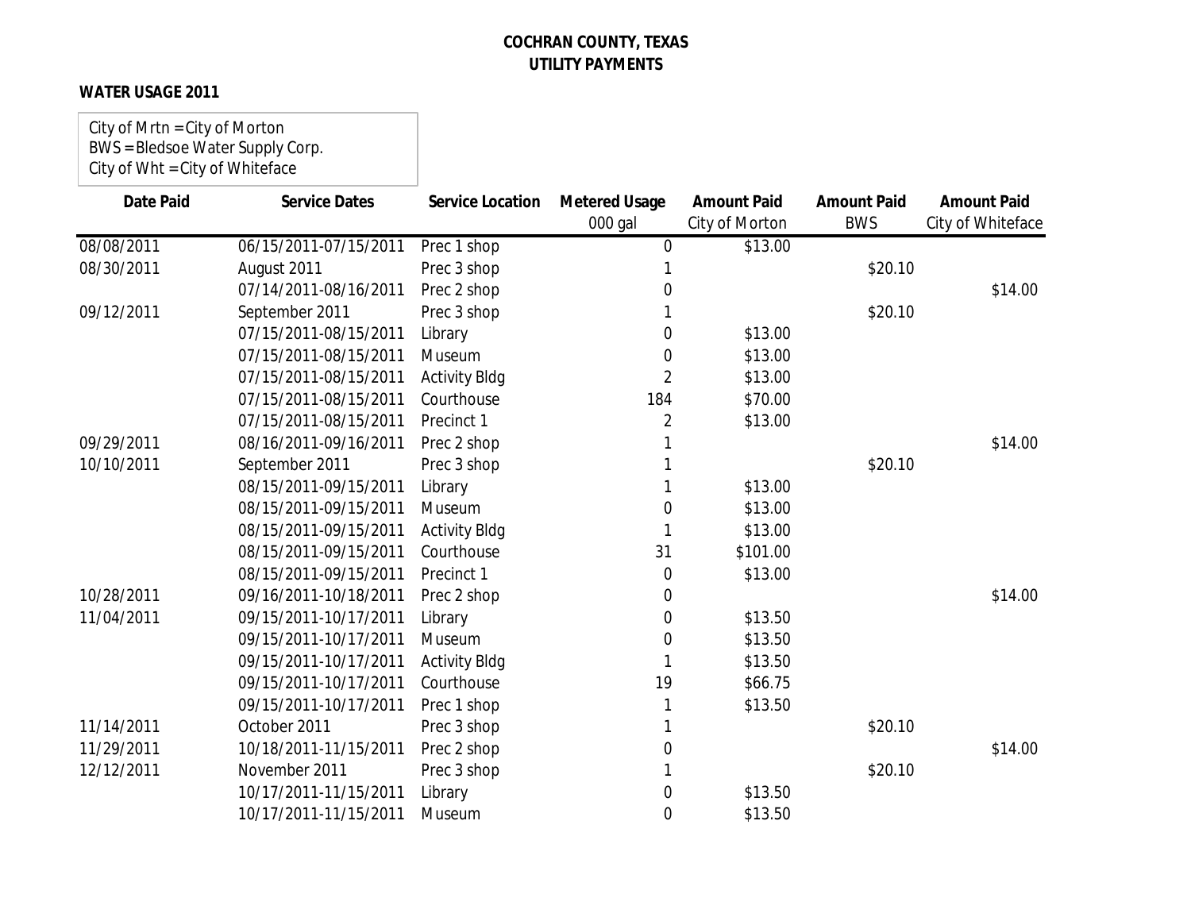**COCHRAN COUNTY, TEXAS**
**UTILITY PAYMENTS**

**WATER USAGE 2011**

City of Mrtn = City of Morton
BWS = Bledsoe Water Supply Corp.
City of Wht = City of Whiteface

| Date Paid | Service Dates | Service Location | Metered Usage 000 gal | Amount Paid City of Morton | Amount Paid BWS | Amount Paid City of Whiteface |
|---|---|---|---|---|---|---|
| 08/08/2011 | 06/15/2011-07/15/2011 | Prec 1 shop | 0 | $13.00 | | |
| 08/30/2011 | August 2011 | Prec 3 shop | 1 | | $20.10 | |
| | 07/14/2011-08/16/2011 | Prec 2 shop | 0 | | | $14.00 |
| 09/12/2011 | September 2011 | Prec 3 shop | 1 | | $20.10 | |
| | 07/15/2011-08/15/2011 | Library | 0 | $13.00 | | |
| | 07/15/2011-08/15/2011 | Museum | 0 | $13.00 | | |
| | 07/15/2011-08/15/2011 | Activity Bldg | 2 | $13.00 | | |
| | 07/15/2011-08/15/2011 | Courthouse | 184 | $70.00 | | |
| | 07/15/2011-08/15/2011 | Precinct 1 | 2 | $13.00 | | |
| 09/29/2011 | 08/16/2011-09/16/2011 | Prec 2 shop | 1 | | | $14.00 |
| 10/10/2011 | September 2011 | Prec 3 shop | 1 | | $20.10 | |
| | 08/15/2011-09/15/2011 | Library | 1 | $13.00 | | |
| | 08/15/2011-09/15/2011 | Museum | 0 | $13.00 | | |
| | 08/15/2011-09/15/2011 | Activity Bldg | 1 | $13.00 | | |
| | 08/15/2011-09/15/2011 | Courthouse | 31 | $101.00 | | |
| | 08/15/2011-09/15/2011 | Precinct 1 | 0 | $13.00 | | |
| 10/28/2011 | 09/16/2011-10/18/2011 | Prec 2 shop | 0 | | | $14.00 |
| 11/04/2011 | 09/15/2011-10/17/2011 | Library | 0 | $13.50 | | |
| | 09/15/2011-10/17/2011 | Museum | 0 | $13.50 | | |
| | 09/15/2011-10/17/2011 | Activity Bldg | 1 | $13.50 | | |
| | 09/15/2011-10/17/2011 | Courthouse | 19 | $66.75 | | |
| | 09/15/2011-10/17/2011 | Prec 1 shop | 1 | $13.50 | | |
| 11/14/2011 | October 2011 | Prec 3 shop | 1 | | $20.10 | |
| 11/29/2011 | 10/18/2011-11/15/2011 | Prec 2 shop | 0 | | | $14.00 |
| 12/12/2011 | November 2011 | Prec 3 shop | 1 | | $20.10 | |
| | 10/17/2011-11/15/2011 | Library | 0 | $13.50 | | |
| | 10/17/2011-11/15/2011 | Museum | 0 | $13.50 | | |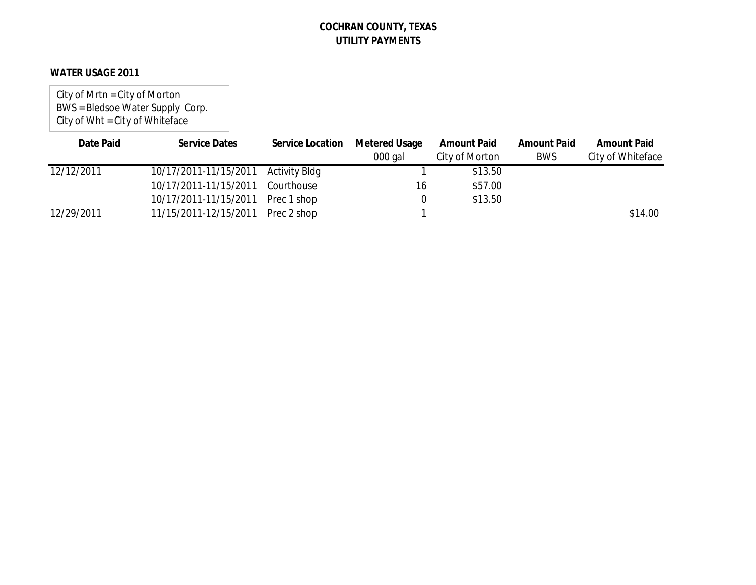# COCHRAN COUNTY, TEXAS
## UTILITY PAYMENTS

**WATER USAGE 2011**

City of Mrtn = City of Morton
BWS = Bledsoe Water Supply Corp.
City of Wht = City of Whiteface

| Date Paid | Service Dates | Service Location | Metered Usage<br>000 gal | Amount Paid<br>City of Morton | Amount Paid<br>BWS | Amount Paid<br>City of Whiteface |
|---|---|---|---|---|---|---|
| 12/12/2011 | 10/17/2011-11/15/2011 | Activity Bldg | 1 | $13.50 | | |
| | 10/17/2011-11/15/2011 | Courthouse | 16 | $57.00 | | |
| | 10/17/2011-11/15/2011 | Prec 1 shop | 0 | $13.50 | | |
| 12/29/2011 | 11/15/2011-12/15/2011 | Prec 2 shop | 1 | | | $14.00 |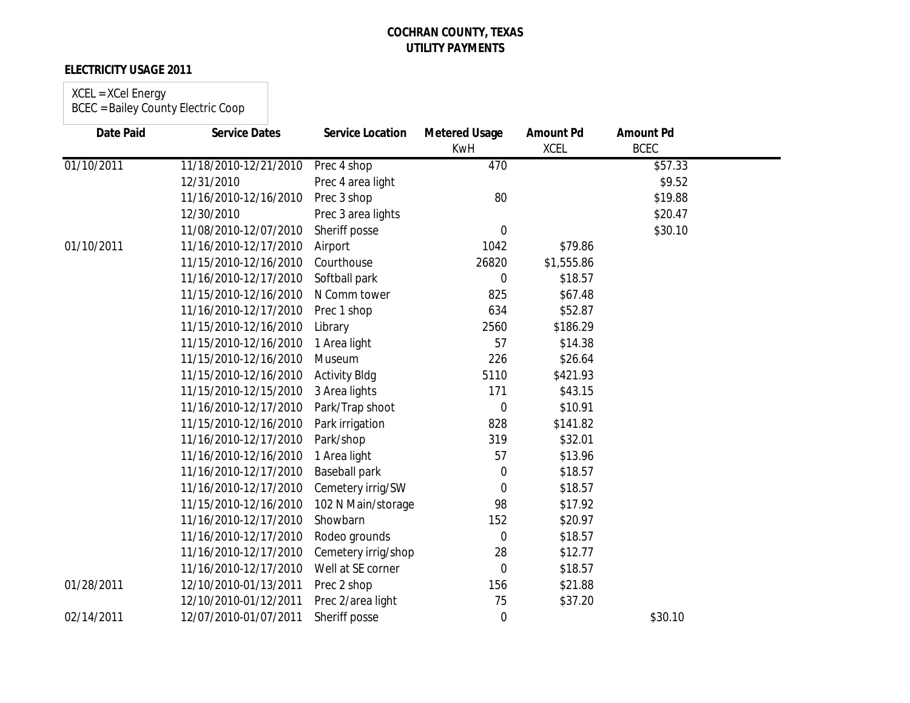**COCHRAN COUNTY, TEXAS**
**UTILITY PAYMENTS**

**ELECTRICITY USAGE 2011**

XCEL = XCel Energy
BCEC = Bailey County Electric Coop

| Date Paid | Service Dates | Service Location | Metered Usage KwH | Amount Pd XCEL | Amount Pd BCEC |
|---|---|---|---|---|---|
| 01/10/2011 | 11/18/2010-12/21/2010 | Prec 4 shop | 470 | | $57.33 |
| | 12/31/2010 | Prec 4 area light | | | $9.52 |
| | 11/16/2010-12/16/2010 | Prec 3 shop | 80 | | $19.88 |
| | 12/30/2010 | Prec 3 area lights | | | $20.47 |
| | 11/08/2010-12/07/2010 | Sheriff posse | 0 | | $30.10 |
| 01/10/2011 | 11/16/2010-12/17/2010 | Airport | 1042 | $79.86 | |
| | 11/15/2010-12/16/2010 | Courthouse | 26820 | $1,555.86 | |
| | 11/16/2010-12/17/2010 | Softball park | 0 | $18.57 | |
| | 11/15/2010-12/16/2010 | N Comm tower | 825 | $67.48 | |
| | 11/16/2010-12/17/2010 | Prec 1 shop | 634 | $52.87 | |
| | 11/15/2010-12/16/2010 | Library | 2560 | $186.29 | |
| | 11/15/2010-12/16/2010 | 1 Area light | 57 | $14.38 | |
| | 11/15/2010-12/16/2010 | Museum | 226 | $26.64 | |
| | 11/15/2010-12/16/2010 | Activity Bldg | 5110 | $421.93 | |
| | 11/15/2010-12/15/2010 | 3 Area lights | 171 | $43.15 | |
| | 11/16/2010-12/17/2010 | Park/Trap shoot | 0 | $10.91 | |
| | 11/15/2010-12/16/2010 | Park irrigation | 828 | $141.82 | |
| | 11/16/2010-12/17/2010 | Park/shop | 319 | $32.01 | |
| | 11/16/2010-12/16/2010 | 1 Area light | 57 | $13.96 | |
| | 11/16/2010-12/17/2010 | Baseball park | 0 | $18.57 | |
| | 11/16/2010-12/17/2010 | Cemetery irrig/SW | 0 | $18.57 | |
| | 11/15/2010-12/16/2010 | 102 N Main/storage | 98 | $17.92 | |
| | 11/16/2010-12/17/2010 | Showbarn | 152 | $20.97 | |
| | 11/16/2010-12/17/2010 | Rodeo grounds | 0 | $18.57 | |
| | 11/16/2010-12/17/2010 | Cemetery irrig/shop | 28 | $12.77 | |
| | 11/16/2010-12/17/2010 | Well at SE corner | 0 | $18.57 | |
| 01/28/2011 | 12/10/2010-01/13/2011 | Prec 2 shop | 156 | $21.88 | |
| | 12/10/2010-01/12/2011 | Prec 2/area light | 75 | $37.20 | |
| 02/14/2011 | 12/07/2010-01/07/2011 | Sheriff posse | 0 | | $30.10 |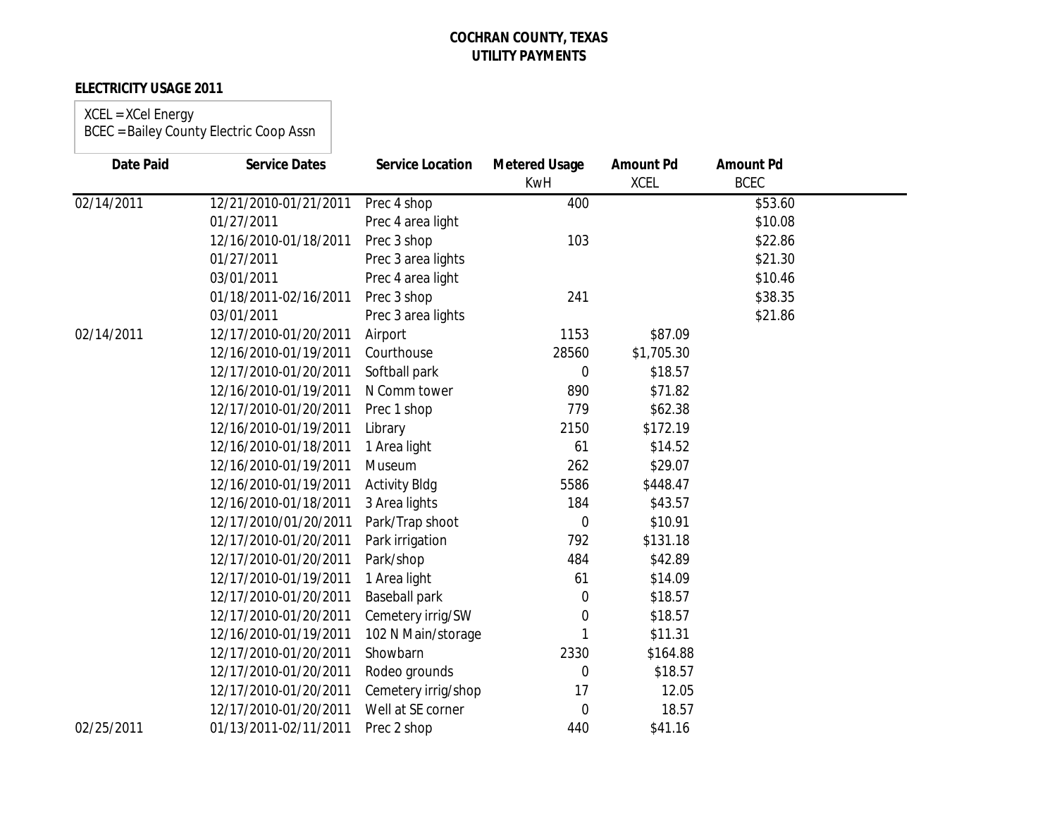**COCHRAN COUNTY, TEXAS**
**UTILITY PAYMENTS**

**ELECTRICITY USAGE 2011**

XCEL = XCel Energy
BCEC = Bailey County Electric Coop Assn

| Date Paid | Service Dates | Service Location | Metered Usage KwH | Amount Pd XCEL | Amount Pd BCEC |
|---|---|---|---|---|---|
| 02/14/2011 | 12/21/2010-01/21/2011 | Prec 4 shop | 400 | | $53.60 |
| | 01/27/2011 | Prec 4 area light | | | $10.08 |
| | 12/16/2010-01/18/2011 | Prec 3 shop | 103 | | $22.86 |
| | 01/27/2011 | Prec 3 area lights | | | $21.30 |
| | 03/01/2011 | Prec 4 area light | | | $10.46 |
| | 01/18/2011-02/16/2011 | Prec 3 shop | 241 | | $38.35 |
| | 03/01/2011 | Prec 3 area lights | | | $21.86 |
| 02/14/2011 | 12/17/2010-01/20/2011 | Airport | 1153 | $87.09 | |
| | 12/16/2010-01/19/2011 | Courthouse | 28560 | $1,705.30 | |
| | 12/17/2010-01/20/2011 | Softball park | 0 | $18.57 | |
| | 12/16/2010-01/19/2011 | N Comm tower | 890 | $71.82 | |
| | 12/17/2010-01/20/2011 | Prec 1 shop | 779 | $62.38 | |
| | 12/16/2010-01/19/2011 | Library | 2150 | $172.19 | |
| | 12/16/2010-01/18/2011 | 1 Area light | 61 | $14.52 | |
| | 12/16/2010-01/19/2011 | Museum | 262 | $29.07 | |
| | 12/16/2010-01/19/2011 | Activity Bldg | 5586 | $448.47 | |
| | 12/16/2010-01/18/2011 | 3 Area lights | 184 | $43.57 | |
| | 12/17/2010/01/20/2011 | Park/Trap shoot | 0 | $10.91 | |
| | 12/17/2010-01/20/2011 | Park irrigation | 792 | $131.18 | |
| | 12/17/2010-01/20/2011 | Park/shop | 484 | $42.89 | |
| | 12/17/2010-01/19/2011 | 1 Area light | 61 | $14.09 | |
| | 12/17/2010-01/20/2011 | Baseball park | 0 | $18.57 | |
| | 12/17/2010-01/20/2011 | Cemetery irrig/SW | 0 | $18.57 | |
| | 12/16/2010-01/19/2011 | 102 N Main/storage | 1 | $11.31 | |
| | 12/17/2010-01/20/2011 | Showbarn | 2330 | $164.88 | |
| | 12/17/2010-01/20/2011 | Rodeo grounds | 0 | $18.57 | |
| | 12/17/2010-01/20/2011 | Cemetery irrig/shop | 17 | 12.05 | |
| | 12/17/2010-01/20/2011 | Well at SE corner | 0 | 18.57 | |
| 02/25/2011 | 01/13/2011-02/11/2011 | Prec 2 shop | 440 | $41.16 | |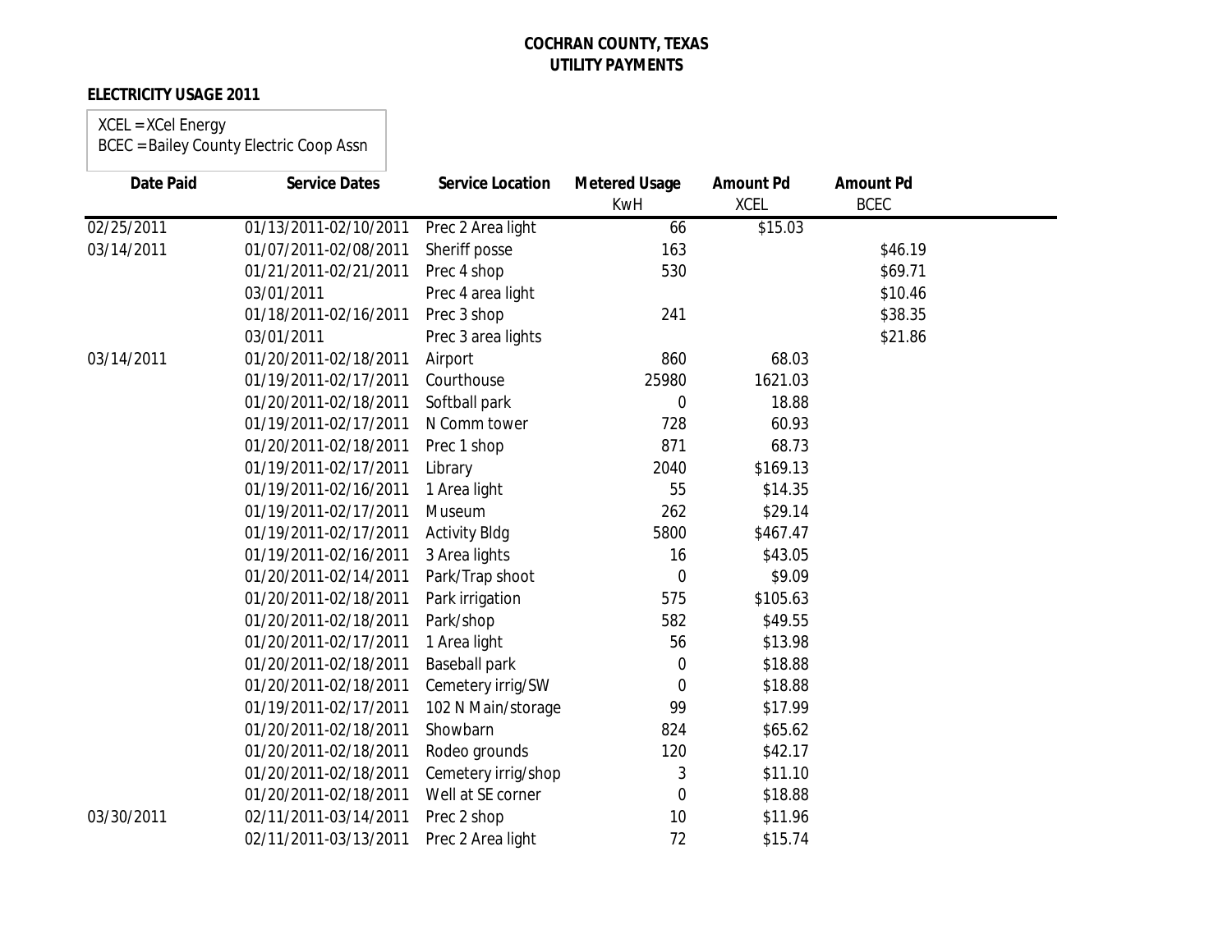**COCHRAN COUNTY, TEXAS**
**UTILITY PAYMENTS**

**ELECTRICITY USAGE 2011**

XCEL = XCel Energy
BCEC = Bailey County Electric Coop Assn

| Date Paid | Service Dates | Service Location | Metered Usage KwH | Amount Pd XCEL | Amount Pd BCEC |
|---|---|---|---|---|---|
| 02/25/2011 | 01/13/2011-02/10/2011 | Prec 2 Area light | 66 | $15.03 | |
| 03/14/2011 | 01/07/2011-02/08/2011 | Sheriff posse | 163 | | $46.19 |
| | 01/21/2011-02/21/2011 | Prec 4 shop | 530 | | $69.71 |
| | 03/01/2011 | Prec 4 area light | | | $10.46 |
| | 01/18/2011-02/16/2011 | Prec 3 shop | 241 | | $38.35 |
| | 03/01/2011 | Prec 3 area lights | | | $21.86 |
| 03/14/2011 | 01/20/2011-02/18/2011 | Airport | 860 | 68.03 | |
| | 01/19/2011-02/17/2011 | Courthouse | 25980 | 1621.03 | |
| | 01/20/2011-02/18/2011 | Softball park | 0 | 18.88 | |
| | 01/19/2011-02/17/2011 | N Comm tower | 728 | 60.93 | |
| | 01/20/2011-02/18/2011 | Prec 1 shop | 871 | 68.73 | |
| | 01/19/2011-02/17/2011 | Library | 2040 | $169.13 | |
| | 01/19/2011-02/16/2011 | 1 Area light | 55 | $14.35 | |
| | 01/19/2011-02/17/2011 | Museum | 262 | $29.14 | |
| | 01/19/2011-02/17/2011 | Activity Bldg | 5800 | $467.47 | |
| | 01/19/2011-02/16/2011 | 3 Area lights | 16 | $43.05 | |
| | 01/20/2011-02/14/2011 | Park/Trap shoot | 0 | $9.09 | |
| | 01/20/2011-02/18/2011 | Park irrigation | 575 | $105.63 | |
| | 01/20/2011-02/18/2011 | Park/shop | 582 | $49.55 | |
| | 01/20/2011-02/17/2011 | 1 Area light | 56 | $13.98 | |
| | 01/20/2011-02/18/2011 | Baseball park | 0 | $18.88 | |
| | 01/20/2011-02/18/2011 | Cemetery irrig/SW | 0 | $18.88 | |
| | 01/19/2011-02/17/2011 | 102 N Main/storage | 99 | $17.99 | |
| | 01/20/2011-02/18/2011 | Showbarn | 824 | $65.62 | |
| | 01/20/2011-02/18/2011 | Rodeo grounds | 120 | $42.17 | |
| | 01/20/2011-02/18/2011 | Cemetery irrig/shop | 3 | $11.10 | |
| | 01/20/2011-02/18/2011 | Well at SE corner | 0 | $18.88 | |
| 03/30/2011 | 02/11/2011-03/14/2011 | Prec 2 shop | 10 | $11.96 | |
| | 02/11/2011-03/13/2011 | Prec 2 Area light | 72 | $15.74 | |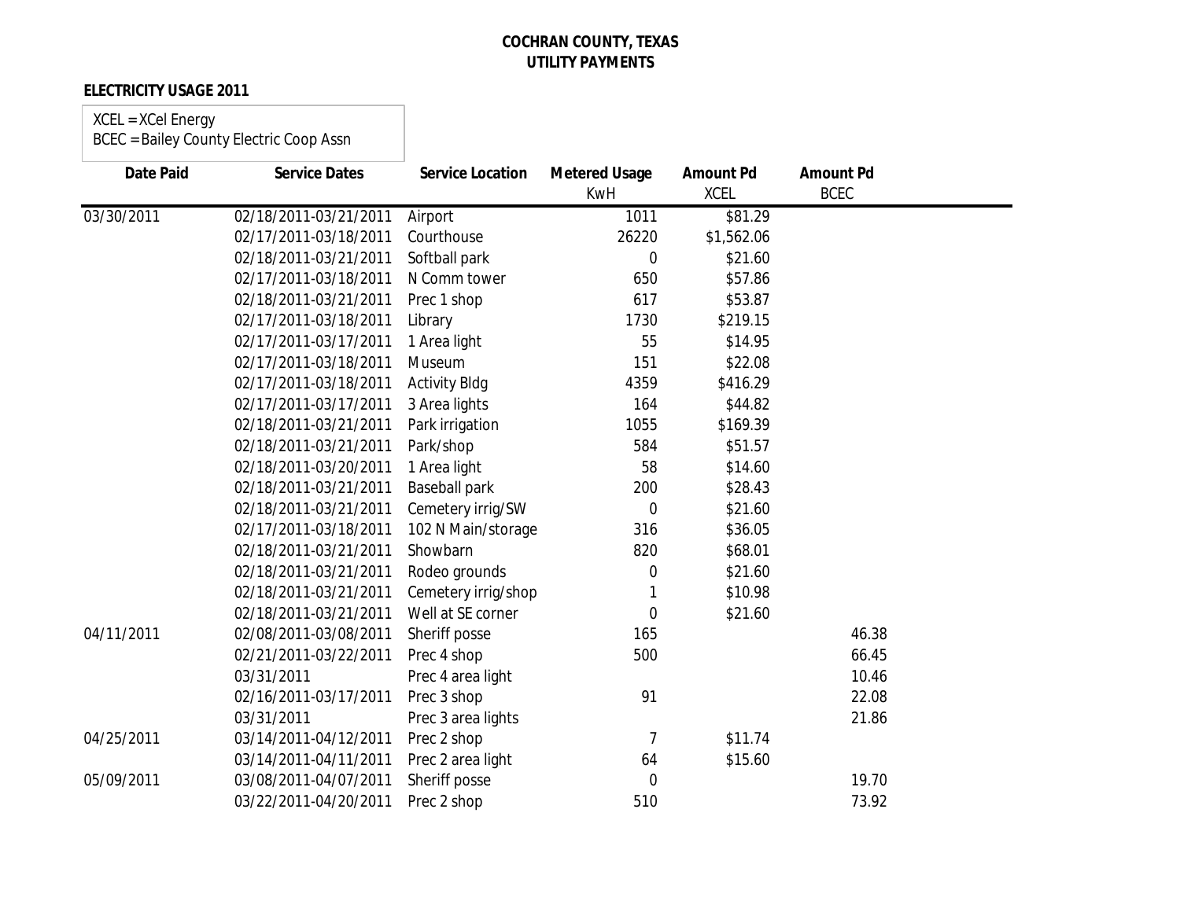**COCHRAN COUNTY, TEXAS**
**UTILITY PAYMENTS**

**ELECTRICITY USAGE 2011**

XCEL = XCel Energy
BCEC = Bailey County Electric Coop Assn

| Date Paid | Service Dates | Service Location | Metered Usage KwH | Amount Pd XCEL | Amount Pd BCEC |
|---|---|---|---|---|---|
| 03/30/2011 | 02/18/2011-03/21/2011 | Airport | 1011 | $81.29 | |
| | 02/17/2011-03/18/2011 | Courthouse | 26220 | $1,562.06 | |
| | 02/18/2011-03/21/2011 | Softball park | 0 | $21.60 | |
| | 02/17/2011-03/18/2011 | N Comm tower | 650 | $57.86 | |
| | 02/18/2011-03/21/2011 | Prec 1 shop | 617 | $53.87 | |
| | 02/17/2011-03/18/2011 | Library | 1730 | $219.15 | |
| | 02/17/2011-03/17/2011 | 1 Area light | 55 | $14.95 | |
| | 02/17/2011-03/18/2011 | Museum | 151 | $22.08 | |
| | 02/17/2011-03/18/2011 | Activity Bldg | 4359 | $416.29 | |
| | 02/17/2011-03/17/2011 | 3 Area lights | 164 | $44.82 | |
| | 02/18/2011-03/21/2011 | Park irrigation | 1055 | $169.39 | |
| | 02/18/2011-03/21/2011 | Park/shop | 584 | $51.57 | |
| | 02/18/2011-03/20/2011 | 1 Area light | 58 | $14.60 | |
| | 02/18/2011-03/21/2011 | Baseball park | 200 | $28.43 | |
| | 02/18/2011-03/21/2011 | Cemetery irrig/SW | 0 | $21.60 | |
| | 02/17/2011-03/18/2011 | 102 N Main/storage | 316 | $36.05 | |
| | 02/18/2011-03/21/2011 | Showbarn | 820 | $68.01 | |
| | 02/18/2011-03/21/2011 | Rodeo grounds | 0 | $21.60 | |
| | 02/18/2011-03/21/2011 | Cemetery irrig/shop | 1 | $10.98 | |
| | 02/18/2011-03/21/2011 | Well at SE corner | 0 | $21.60 | |
| 04/11/2011 | 02/08/2011-03/08/2011 | Sheriff posse | 165 | | 46.38 |
| | 02/21/2011-03/22/2011 | Prec 4 shop | 500 | | 66.45 |
| | 03/31/2011 | Prec 4 area light | | | 10.46 |
| | 02/16/2011-03/17/2011 | Prec 3 shop | 91 | | 22.08 |
| | 03/31/2011 | Prec 3 area lights | | | 21.86 |
| 04/25/2011 | 03/14/2011-04/12/2011 | Prec 2 shop | 7 | $11.74 | |
| | 03/14/2011-04/11/2011 | Prec 2 area light | 64 | $15.60 | |
| 05/09/2011 | 03/08/2011-04/07/2011 | Sheriff posse | 0 | | 19.70 |
| | 03/22/2011-04/20/2011 | Prec 2 shop | 510 | | 73.92 |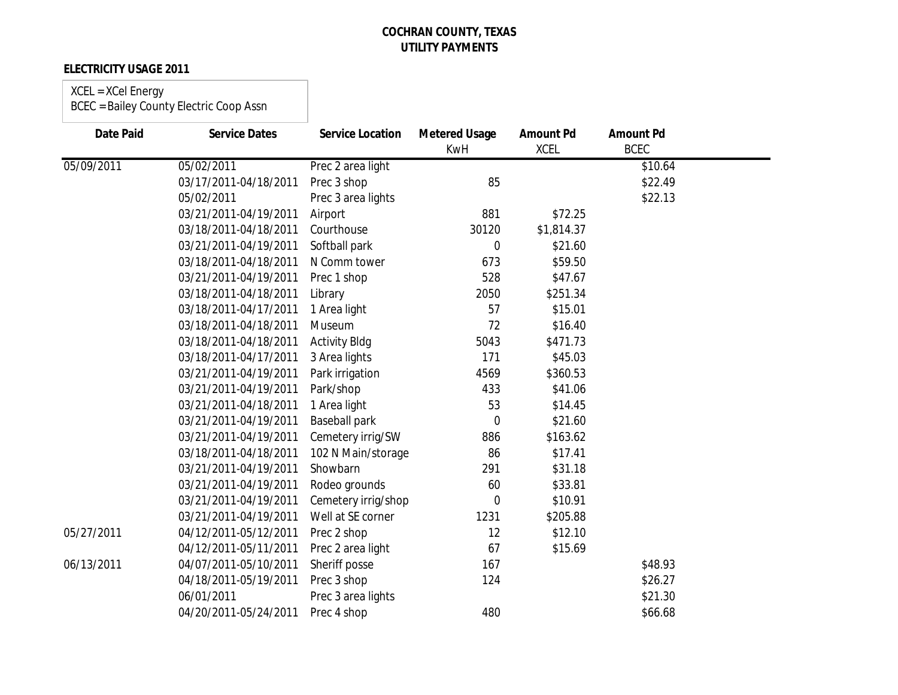**COCHRAN COUNTY, TEXAS**
**UTILITY PAYMENTS**

**ELECTRICITY USAGE 2011**

XCEL = XCel Energy
BCEC = Bailey County Electric Coop Assn

| Date Paid | Service Dates | Service Location | Metered Usage KwH | Amount Pd XCEL | Amount Pd BCEC |
|---|---|---|---|---|---|
| 05/09/2011 | 05/02/2011 | Prec 2 area light | | | $10.64 |
| | 03/17/2011-04/18/2011 | Prec 3 shop | 85 | | $22.49 |
| | 05/02/2011 | Prec 3 area lights | | | $22.13 |
| | 03/21/2011-04/19/2011 | Airport | 881 | $72.25 | |
| | 03/18/2011-04/18/2011 | Courthouse | 30120 | $1,814.37 | |
| | 03/21/2011-04/19/2011 | Softball park | 0 | $21.60 | |
| | 03/18/2011-04/18/2011 | N Comm tower | 673 | $59.50 | |
| | 03/21/2011-04/19/2011 | Prec 1 shop | 528 | $47.67 | |
| | 03/18/2011-04/18/2011 | Library | 2050 | $251.34 | |
| | 03/18/2011-04/17/2011 | 1 Area light | 57 | $15.01 | |
| | 03/18/2011-04/18/2011 | Museum | 72 | $16.40 | |
| | 03/18/2011-04/18/2011 | Activity Bldg | 5043 | $471.73 | |
| | 03/18/2011-04/17/2011 | 3 Area lights | 171 | $45.03 | |
| | 03/21/2011-04/19/2011 | Park irrigation | 4569 | $360.53 | |
| | 03/21/2011-04/19/2011 | Park/shop | 433 | $41.06 | |
| | 03/21/2011-04/18/2011 | 1 Area light | 53 | $14.45 | |
| | 03/21/2011-04/19/2011 | Baseball park | 0 | $21.60 | |
| | 03/21/2011-04/19/2011 | Cemetery irrig/SW | 886 | $163.62 | |
| | 03/18/2011-04/18/2011 | 102 N Main/storage | 86 | $17.41 | |
| | 03/21/2011-04/19/2011 | Showbarn | 291 | $31.18 | |
| | 03/21/2011-04/19/2011 | Rodeo grounds | 60 | $33.81 | |
| | 03/21/2011-04/19/2011 | Cemetery irrig/shop | 0 | $10.91 | |
| | 03/21/2011-04/19/2011 | Well at SE corner | 1231 | $205.88 | |
| 05/27/2011 | 04/12/2011-05/12/2011 | Prec 2 shop | 12 | $12.10 | |
| | 04/12/2011-05/11/2011 | Prec 2 area light | 67 | $15.69 | |
| 06/13/2011 | 04/07/2011-05/10/2011 | Sheriff posse | 167 | | $48.93 |
| | 04/18/2011-05/19/2011 | Prec 3 shop | 124 | | $26.27 |
| | 06/01/2011 | Prec 3 area lights | | | $21.30 |
| | 04/20/2011-05/24/2011 | Prec 4 shop | 480 | | $66.68 |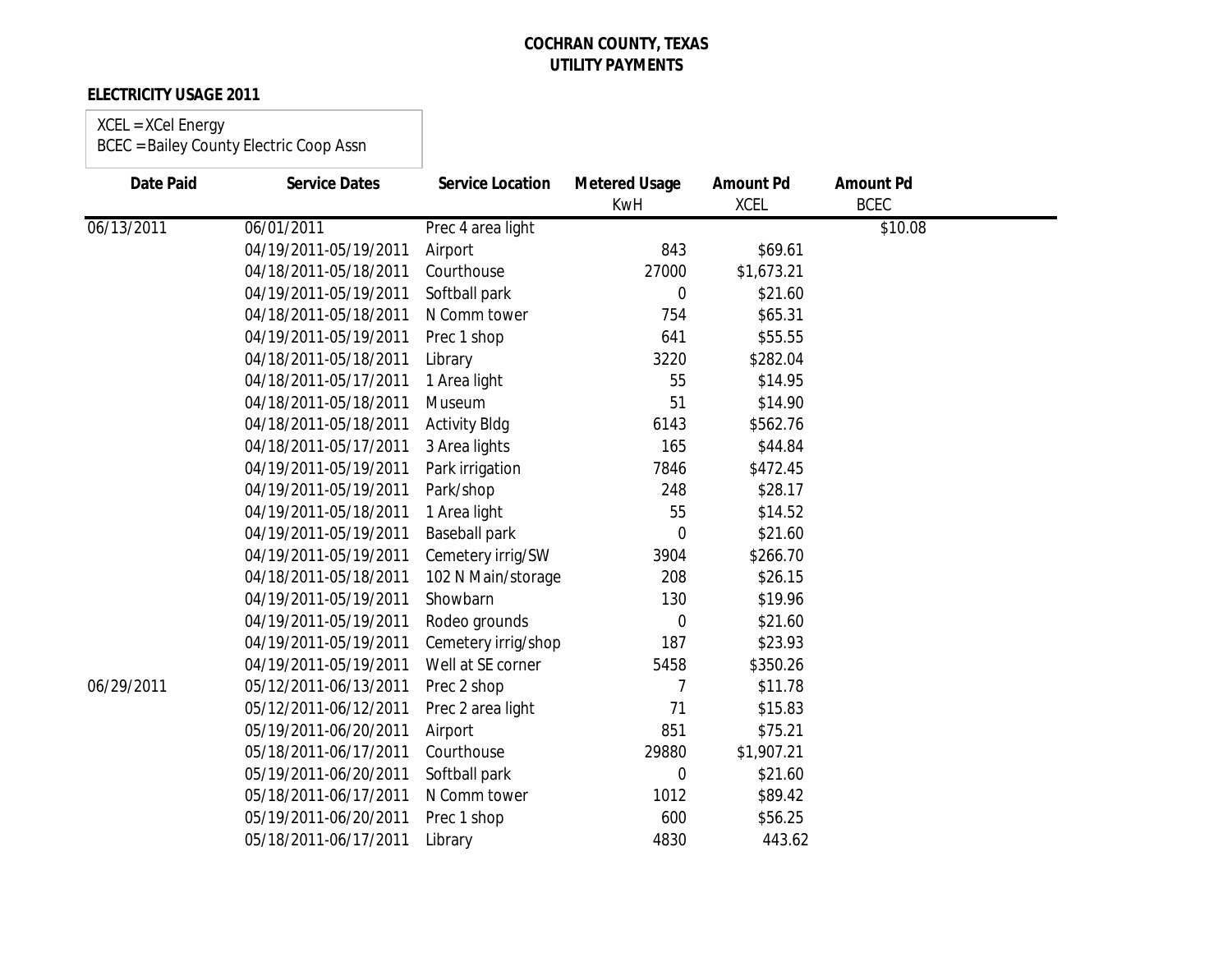**COCHRAN COUNTY, TEXAS**
**UTILITY PAYMENTS**

**ELECTRICITY USAGE 2011**

XCEL = XCel Energy
BCEC = Bailey County Electric Coop Assn

| Date Paid | Service Dates | Service Location | Metered Usage KwH | Amount Pd XCEL | Amount Pd BCEC |
|---|---|---|---|---|---|
| 06/13/2011 | 06/01/2011 | Prec 4 area light | | | $10.08 |
| | 04/19/2011-05/19/2011 | Airport | 843 | $69.61 | |
| | 04/18/2011-05/18/2011 | Courthouse | 27000 | $1,673.21 | |
| | 04/19/2011-05/19/2011 | Softball park | 0 | $21.60 | |
| | 04/18/2011-05/18/2011 | N Comm tower | 754 | $65.31 | |
| | 04/19/2011-05/19/2011 | Prec 1 shop | 641 | $55.55 | |
| | 04/18/2011-05/18/2011 | Library | 3220 | $282.04 | |
| | 04/18/2011-05/17/2011 | 1 Area light | 55 | $14.95 | |
| | 04/18/2011-05/18/2011 | Museum | 51 | $14.90 | |
| | 04/18/2011-05/18/2011 | Activity Bldg | 6143 | $562.76 | |
| | 04/18/2011-05/17/2011 | 3 Area lights | 165 | $44.84 | |
| | 04/19/2011-05/19/2011 | Park irrigation | 7846 | $472.45 | |
| | 04/19/2011-05/19/2011 | Park/shop | 248 | $28.17 | |
| | 04/19/2011-05/18/2011 | 1 Area light | 55 | $14.52 | |
| | 04/19/2011-05/19/2011 | Baseball park | 0 | $21.60 | |
| | 04/19/2011-05/19/2011 | Cemetery irrig/SW | 3904 | $266.70 | |
| | 04/18/2011-05/18/2011 | 102 N Main/storage | 208 | $26.15 | |
| | 04/19/2011-05/19/2011 | Showbarn | 130 | $19.96 | |
| | 04/19/2011-05/19/2011 | Rodeo grounds | 0 | $21.60 | |
| | 04/19/2011-05/19/2011 | Cemetery irrig/shop | 187 | $23.93 | |
| | 04/19/2011-05/19/2011 | Well at SE corner | 5458 | $350.26 | |
| 06/29/2011 | 05/12/2011-06/13/2011 | Prec 2 shop | 7 | $11.78 | |
| | 05/12/2011-06/12/2011 | Prec 2 area light | 71 | $15.83 | |
| | 05/19/2011-06/20/2011 | Airport | 851 | $75.21 | |
| | 05/18/2011-06/17/2011 | Courthouse | 29880 | $1,907.21 | |
| | 05/19/2011-06/20/2011 | Softball park | 0 | $21.60 | |
| | 05/18/2011-06/17/2011 | N Comm tower | 1012 | $89.42 | |
| | 05/19/2011-06/20/2011 | Prec 1 shop | 600 | $56.25 | |
| | 05/18/2011-06/17/2011 | Library | 4830 | 443.62 | |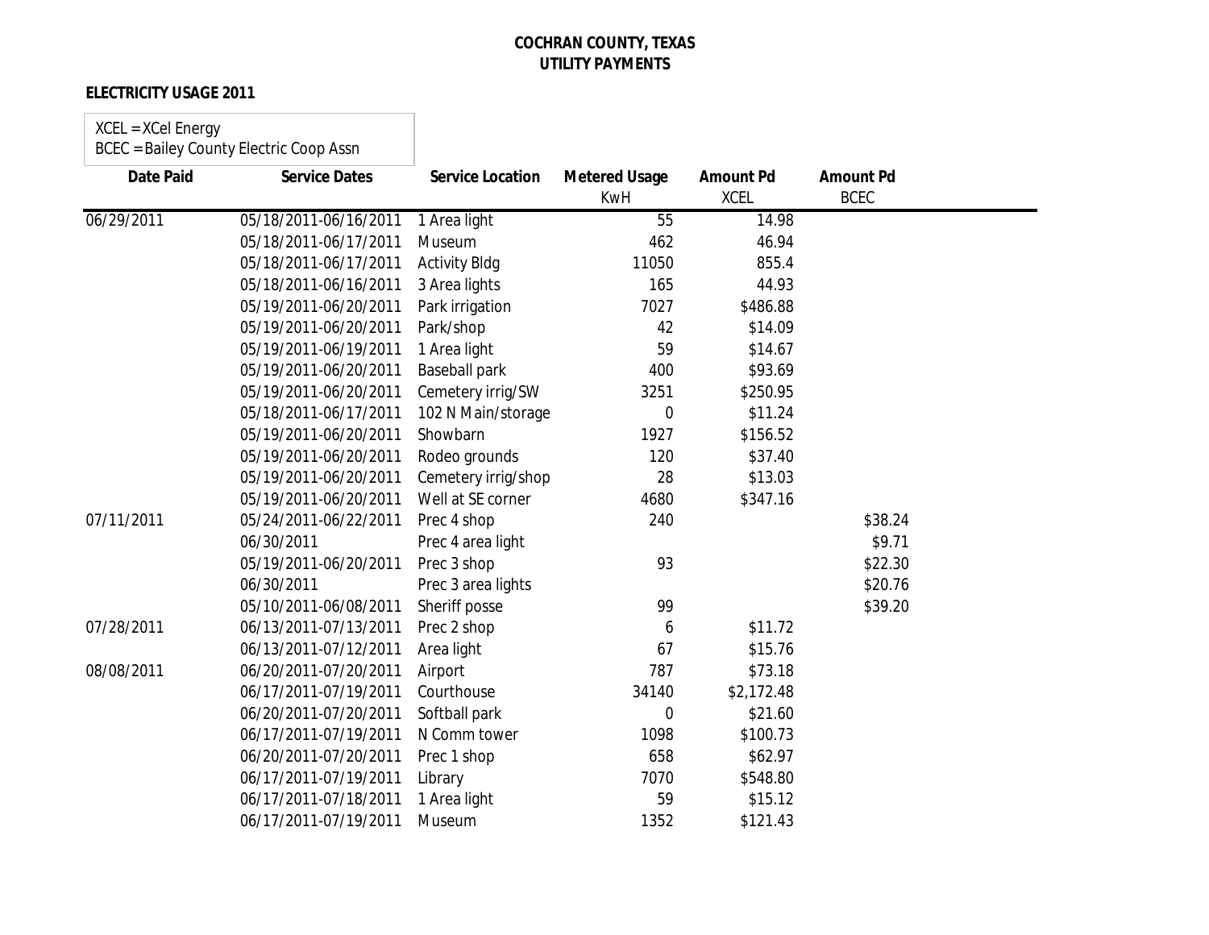**COCHRAN COUNTY, TEXAS**
**UTILITY PAYMENTS**

**ELECTRICITY USAGE 2011**

XCEL = XCel Energy
BCEC = Bailey County Electric Coop Assn

| Date Paid | Service Dates | Service Location | Metered Usage KwH | Amount Pd XCEL | Amount Pd BCEC |
|---|---|---|---|---|---|
| 06/29/2011 | 05/18/2011-06/16/2011 | 1 Area light | 55 | 14.98 | |
| | 05/18/2011-06/17/2011 | Museum | 462 | 46.94 | |
| | 05/18/2011-06/17/2011 | Activity Bldg | 11050 | 855.4 | |
| | 05/18/2011-06/16/2011 | 3 Area lights | 165 | 44.93 | |
| | 05/19/2011-06/20/2011 | Park irrigation | 7027 | $486.88 | |
| | 05/19/2011-06/20/2011 | Park/shop | 42 | $14.09 | |
| | 05/19/2011-06/19/2011 | 1 Area light | 59 | $14.67 | |
| | 05/19/2011-06/20/2011 | Baseball park | 400 | $93.69 | |
| | 05/19/2011-06/20/2011 | Cemetery irrig/SW | 3251 | $250.95 | |
| | 05/18/2011-06/17/2011 | 102 N Main/storage | 0 | $11.24 | |
| | 05/19/2011-06/20/2011 | Showbarn | 1927 | $156.52 | |
| | 05/19/2011-06/20/2011 | Rodeo grounds | 120 | $37.40 | |
| | 05/19/2011-06/20/2011 | Cemetery irrig/shop | 28 | $13.03 | |
| | 05/19/2011-06/20/2011 | Well at SE corner | 4680 | $347.16 | |
| 07/11/2011 | 05/24/2011-06/22/2011 | Prec 4 shop | 240 | | $38.24 |
| | 06/30/2011 | Prec 4 area light | | | $9.71 |
| | 05/19/2011-06/20/2011 | Prec 3 shop | 93 | | $22.30 |
| | 06/30/2011 | Prec 3 area lights | | | $20.76 |
| | 05/10/2011-06/08/2011 | Sheriff posse | 99 | | $39.20 |
| 07/28/2011 | 06/13/2011-07/13/2011 | Prec 2 shop | 6 | $11.72 | |
| | 06/13/2011-07/12/2011 | Area light | 67 | $15.76 | |
| 08/08/2011 | 06/20/2011-07/20/2011 | Airport | 787 | $73.18 | |
| | 06/17/2011-07/19/2011 | Courthouse | 34140 | $2,172.48 | |
| | 06/20/2011-07/20/2011 | Softball park | 0 | $21.60 | |
| | 06/17/2011-07/19/2011 | N Comm tower | 1098 | $100.73 | |
| | 06/20/2011-07/20/2011 | Prec 1 shop | 658 | $62.97 | |
| | 06/17/2011-07/19/2011 | Library | 7070 | $548.80 | |
| | 06/17/2011-07/18/2011 | 1 Area light | 59 | $15.12 | |
| | 06/17/2011-07/19/2011 | Museum | 1352 | $121.43 | |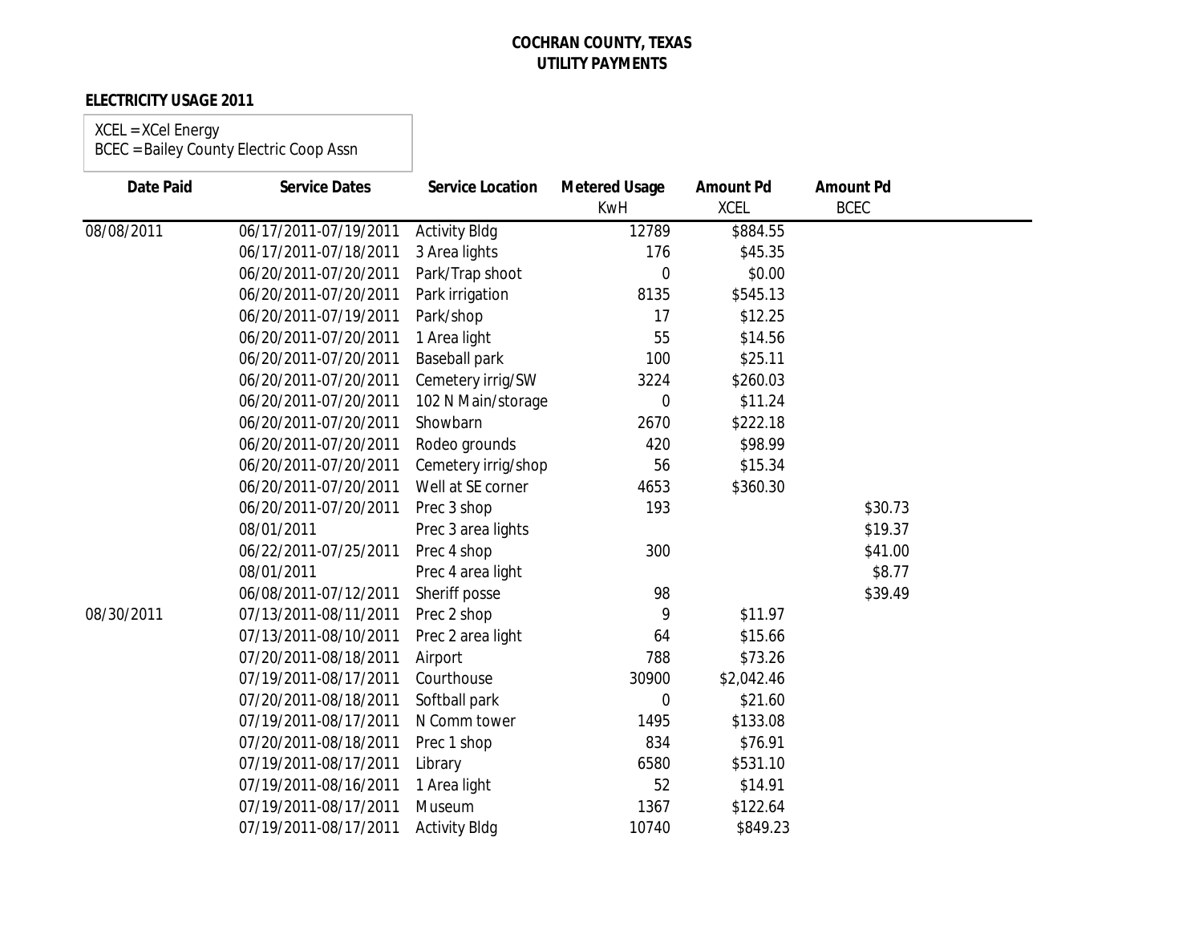**COCHRAN COUNTY, TEXAS**
**UTILITY PAYMENTS**

**ELECTRICITY USAGE 2011**

XCEL = XCel Energy
BCEC = Bailey County Electric Coop Assn

| Date Paid | Service Dates | Service Location | Metered Usage KwH | Amount Pd XCEL | Amount Pd BCEC |
|---|---|---|---|---|---|
| 08/08/2011 | 06/17/2011-07/19/2011 | Activity Bldg | 12789 | $884.55 | |
| | 06/17/2011-07/18/2011 | 3 Area lights | 176 | $45.35 | |
| | 06/20/2011-07/20/2011 | Park/Trap shoot | 0 | $0.00 | |
| | 06/20/2011-07/20/2011 | Park irrigation | 8135 | $545.13 | |
| | 06/20/2011-07/19/2011 | Park/shop | 17 | $12.25 | |
| | 06/20/2011-07/20/2011 | 1 Area light | 55 | $14.56 | |
| | 06/20/2011-07/20/2011 | Baseball park | 100 | $25.11 | |
| | 06/20/2011-07/20/2011 | Cemetery irrig/SW | 3224 | $260.03 | |
| | 06/20/2011-07/20/2011 | 102 N Main/storage | 0 | $11.24 | |
| | 06/20/2011-07/20/2011 | Showbarn | 2670 | $222.18 | |
| | 06/20/2011-07/20/2011 | Rodeo grounds | 420 | $98.99 | |
| | 06/20/2011-07/20/2011 | Cemetery irrig/shop | 56 | $15.34 | |
| | 06/20/2011-07/20/2011 | Well at SE corner | 4653 | $360.30 | |
| | 06/20/2011-07/20/2011 | Prec 3 shop | 193 | | $30.73 |
| | 08/01/2011 | Prec 3 area lights | | | $19.37 |
| | 06/22/2011-07/25/2011 | Prec 4 shop | 300 | | $41.00 |
| | 08/01/2011 | Prec 4 area light | | | $8.77 |
| | 06/08/2011-07/12/2011 | Sheriff posse | 98 | | $39.49 |
| 08/30/2011 | 07/13/2011-08/11/2011 | Prec 2 shop | 9 | $11.97 | |
| | 07/13/2011-08/10/2011 | Prec 2 area light | 64 | $15.66 | |
| | 07/20/2011-08/18/2011 | Airport | 788 | $73.26 | |
| | 07/19/2011-08/17/2011 | Courthouse | 30900 | $2,042.46 | |
| | 07/20/2011-08/18/2011 | Softball park | 0 | $21.60 | |
| | 07/19/2011-08/17/2011 | N Comm tower | 1495 | $133.08 | |
| | 07/20/2011-08/18/2011 | Prec 1 shop | 834 | $76.91 | |
| | 07/19/2011-08/17/2011 | Library | 6580 | $531.10 | |
| | 07/19/2011-08/16/2011 | 1 Area light | 52 | $14.91 | |
| | 07/19/2011-08/17/2011 | Museum | 1367 | $122.64 | |
| | 07/19/2011-08/17/2011 | Activity Bldg | 10740 | $849.23 | |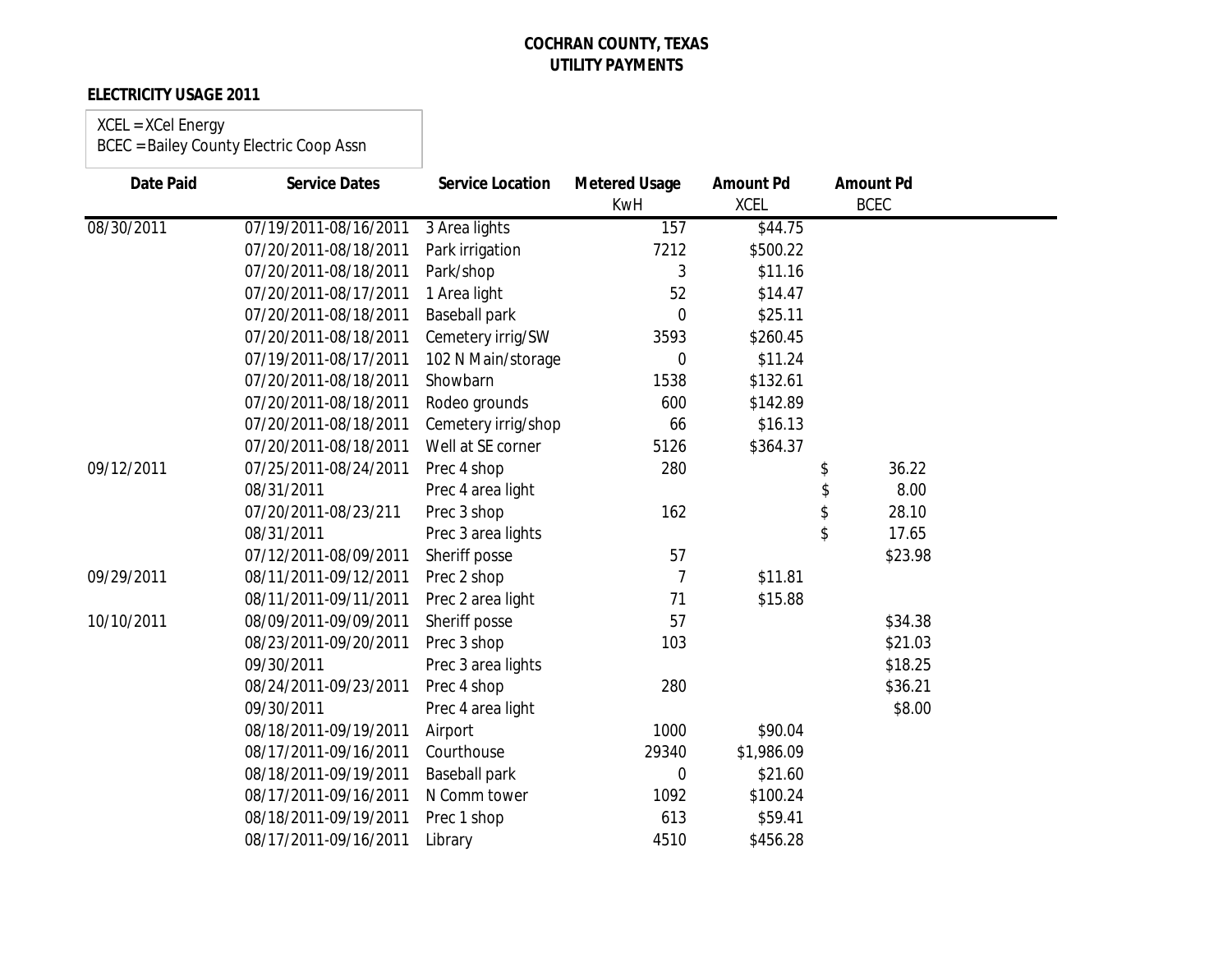**COCHRAN COUNTY, TEXAS**
**UTILITY PAYMENTS**

**ELECTRICITY USAGE 2011**

XCEL = XCel Energy
BCEC = Bailey County Electric Coop Assn

| Date Paid | Service Dates | Service Location | Metered Usage KwH | Amount Pd XCEL | Amount Pd BCEC |
|---|---|---|---|---|---|
| 08/30/2011 | 07/19/2011-08/16/2011 | 3 Area lights | 157 | $44.75 | |
| | 07/20/2011-08/18/2011 | Park irrigation | 7212 | $500.22 | |
| | 07/20/2011-08/18/2011 | Park/shop | 3 | $11.16 | |
| | 07/20/2011-08/17/2011 | 1 Area light | 52 | $14.47 | |
| | 07/20/2011-08/18/2011 | Baseball park | 0 | $25.11 | |
| | 07/20/2011-08/18/2011 | Cemetery irrig/SW | 3593 | $260.45 | |
| | 07/19/2011-08/17/2011 | 102 N Main/storage | 0 | $11.24 | |
| | 07/20/2011-08/18/2011 | Showbarn | 1538 | $132.61 | |
| | 07/20/2011-08/18/2011 | Rodeo grounds | 600 | $142.89 | |
| | 07/20/2011-08/18/2011 | Cemetery irrig/shop | 66 | $16.13 | |
| | 07/20/2011-08/18/2011 | Well at SE corner | 5126 | $364.37 | |
| 09/12/2011 | 07/25/2011-08/24/2011 | Prec 4 shop | 280 | | $ 36.22 |
| | 08/31/2011 | Prec 4 area light | | | $ 8.00 |
| | 07/20/2011-08/23/211 | Prec 3 shop | 162 | | $ 28.10 |
| | 08/31/2011 | Prec 3 area lights | | | $ 17.65 |
| | 07/12/2011-08/09/2011 | Sheriff posse | 57 | | $23.98 |
| 09/29/2011 | 08/11/2011-09/12/2011 | Prec 2 shop | 7 | $11.81 | |
| | 08/11/2011-09/11/2011 | Prec 2 area light | 71 | $15.88 | |
| 10/10/2011 | 08/09/2011-09/09/2011 | Sheriff posse | 57 | | $34.38 |
| | 08/23/2011-09/20/2011 | Prec 3 shop | 103 | | $21.03 |
| | 09/30/2011 | Prec 3 area lights | | | $18.25 |
| | 08/24/2011-09/23/2011 | Prec 4 shop | 280 | | $36.21 |
| | 09/30/2011 | Prec 4 area light | | | $8.00 |
| | 08/18/2011-09/19/2011 | Airport | 1000 | $90.04 | |
| | 08/17/2011-09/16/2011 | Courthouse | 29340 | $1,986.09 | |
| | 08/18/2011-09/19/2011 | Baseball park | 0 | $21.60 | |
| | 08/17/2011-09/16/2011 | N Comm tower | 1092 | $100.24 | |
| | 08/18/2011-09/19/2011 | Prec 1 shop | 613 | $59.41 | |
| | 08/17/2011-09/16/2011 | Library | 4510 | $456.28 | |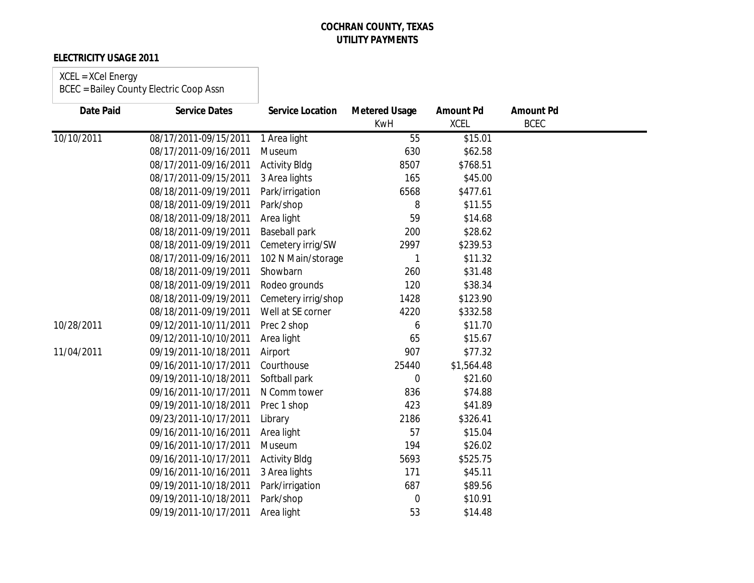**COCHRAN COUNTY, TEXAS**
**UTILITY PAYMENTS**

**ELECTRICITY USAGE 2011**

XCEL = XCel Energy
BCEC = Bailey County Electric Coop Assn

| Date Paid | Service Dates | Service Location | Metered Usage KwH | Amount Pd XCEL | Amount Pd BCEC |
|---|---|---|---|---|---|
| 10/10/2011 | 08/17/2011-09/15/2011 | 1 Area light | 55 | $15.01 | |
| | 08/17/2011-09/16/2011 | Museum | 630 | $62.58 | |
| | 08/17/2011-09/16/2011 | Activity Bldg | 8507 | $768.51 | |
| | 08/17/2011-09/15/2011 | 3 Area lights | 165 | $45.00 | |
| | 08/18/2011-09/19/2011 | Park/irrigation | 6568 | $477.61 | |
| | 08/18/2011-09/19/2011 | Park/shop | 8 | $11.55 | |
| | 08/18/2011-09/18/2011 | Area light | 59 | $14.68 | |
| | 08/18/2011-09/19/2011 | Baseball park | 200 | $28.62 | |
| | 08/18/2011-09/19/2011 | Cemetery irrig/SW | 2997 | $239.53 | |
| | 08/17/2011-09/16/2011 | 102 N Main/storage | 1 | $11.32 | |
| | 08/18/2011-09/19/2011 | Showbarn | 260 | $31.48 | |
| | 08/18/2011-09/19/2011 | Rodeo grounds | 120 | $38.34 | |
| | 08/18/2011-09/19/2011 | Cemetery irrig/shop | 1428 | $123.90 | |
| | 08/18/2011-09/19/2011 | Well at SE corner | 4220 | $332.58 | |
| 10/28/2011 | 09/12/2011-10/11/2011 | Prec 2 shop | 6 | $11.70 | |
| | 09/12/2011-10/10/2011 | Area light | 65 | $15.67 | |
| 11/04/2011 | 09/19/2011-10/18/2011 | Airport | 907 | $77.32 | |
| | 09/16/2011-10/17/2011 | Courthouse | 25440 | $1,564.48 | |
| | 09/19/2011-10/18/2011 | Softball park | 0 | $21.60 | |
| | 09/16/2011-10/17/2011 | N Comm tower | 836 | $74.88 | |
| | 09/19/2011-10/18/2011 | Prec 1 shop | 423 | $41.89 | |
| | 09/23/2011-10/17/2011 | Library | 2186 | $326.41 | |
| | 09/16/2011-10/16/2011 | Area light | 57 | $15.04 | |
| | 09/16/2011-10/17/2011 | Museum | 194 | $26.02 | |
| | 09/16/2011-10/17/2011 | Activity Bldg | 5693 | $525.75 | |
| | 09/16/2011-10/16/2011 | 3 Area lights | 171 | $45.11 | |
| | 09/19/2011-10/18/2011 | Park/irrigation | 687 | $89.56 | |
| | 09/19/2011-10/18/2011 | Park/shop | 0 | $10.91 | |
| | 09/19/2011-10/17/2011 | Area light | 53 | $14.48 | |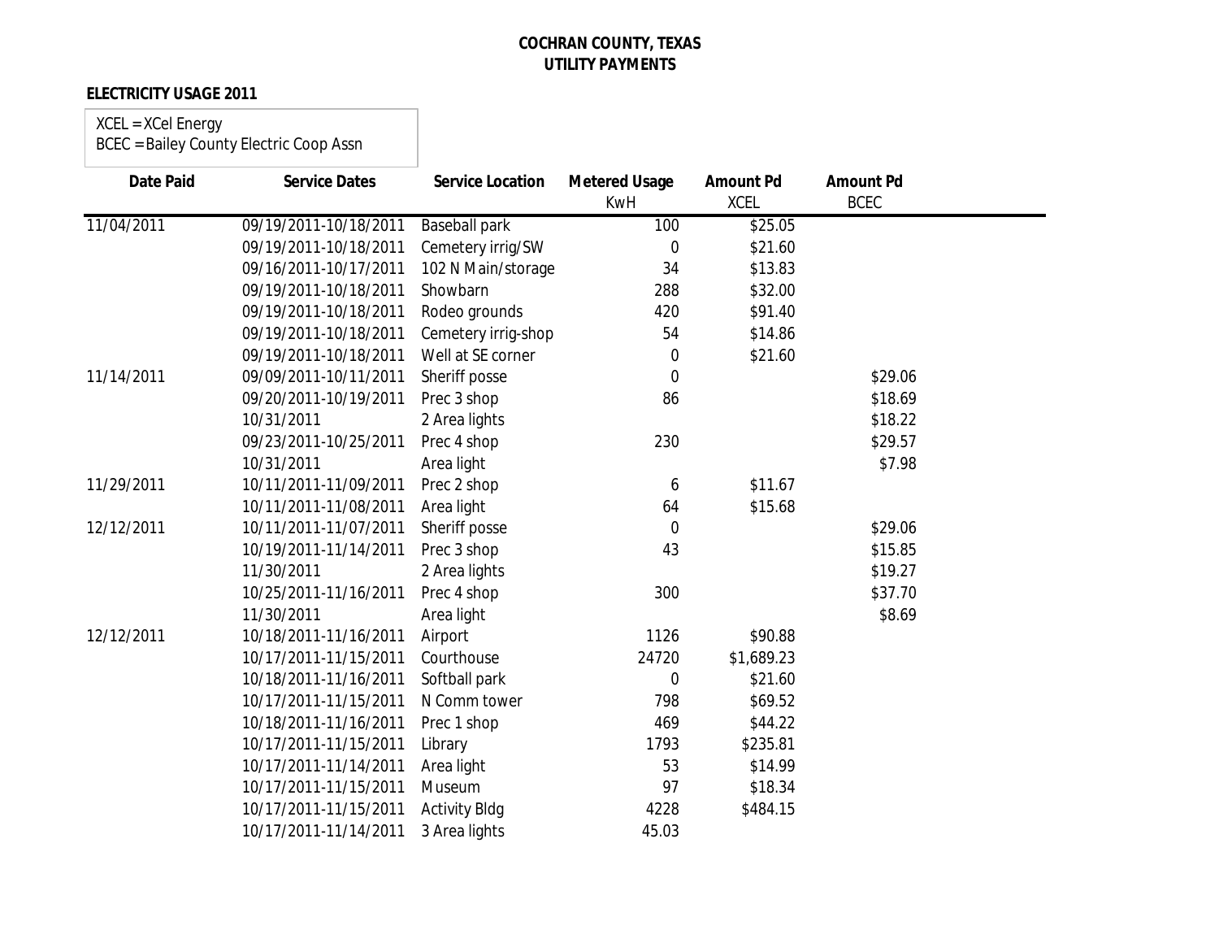**COCHRAN COUNTY, TEXAS**
**UTILITY PAYMENTS**

**ELECTRICITY USAGE 2011**

XCEL = XCel Energy
BCEC = Bailey County Electric Coop Assn

| Date Paid | Service Dates | Service Location | Metered Usage KwH | Amount Pd XCEL | Amount Pd BCEC |
|---|---|---|---|---|---|
| 11/04/2011 | 09/19/2011-10/18/2011 | Baseball park | 100 | $25.05 | |
| | 09/19/2011-10/18/2011 | Cemetery irrig/SW | 0 | $21.60 | |
| | 09/16/2011-10/17/2011 | 102 N Main/storage | 34 | $13.83 | |
| | 09/19/2011-10/18/2011 | Showbarn | 288 | $32.00 | |
| | 09/19/2011-10/18/2011 | Rodeo grounds | 420 | $91.40 | |
| | 09/19/2011-10/18/2011 | Cemetery irrig-shop | 54 | $14.86 | |
| | 09/19/2011-10/18/2011 | Well at SE corner | 0 | $21.60 | |
| 11/14/2011 | 09/09/2011-10/11/2011 | Sheriff posse | 0 | | $29.06 |
| | 09/20/2011-10/19/2011 | Prec 3 shop | 86 | | $18.69 |
| | 10/31/2011 | 2 Area lights | | | $18.22 |
| | 09/23/2011-10/25/2011 | Prec 4 shop | 230 | | $29.57 |
| | 10/31/2011 | Area light | | | $7.98 |
| 11/29/2011 | 10/11/2011-11/09/2011 | Prec 2 shop | 6 | $11.67 | |
| | 10/11/2011-11/08/2011 | Area light | 64 | $15.68 | |
| 12/12/2011 | 10/11/2011-11/07/2011 | Sheriff posse | 0 | | $29.06 |
| | 10/19/2011-11/14/2011 | Prec 3 shop | 43 | | $15.85 |
| | 11/30/2011 | 2 Area lights | | | $19.27 |
| | 10/25/2011-11/16/2011 | Prec 4 shop | 300 | | $37.70 |
| | 11/30/2011 | Area light | | | $8.69 |
| 12/12/2011 | 10/18/2011-11/16/2011 | Airport | 1126 | $90.88 | |
| | 10/17/2011-11/15/2011 | Courthouse | 24720 | $1,689.23 | |
| | 10/18/2011-11/16/2011 | Softball park | 0 | $21.60 | |
| | 10/17/2011-11/15/2011 | N Comm tower | 798 | $69.52 | |
| | 10/18/2011-11/16/2011 | Prec 1 shop | 469 | $44.22 | |
| | 10/17/2011-11/15/2011 | Library | 1793 | $235.81 | |
| | 10/17/2011-11/14/2011 | Area light | 53 | $14.99 | |
| | 10/17/2011-11/15/2011 | Museum | 97 | $18.34 | |
| | 10/17/2011-11/15/2011 | Activity Bldg | 4228 | $484.15 | |
| | 10/17/2011-11/14/2011 | 3 Area lights | 45.03 | | |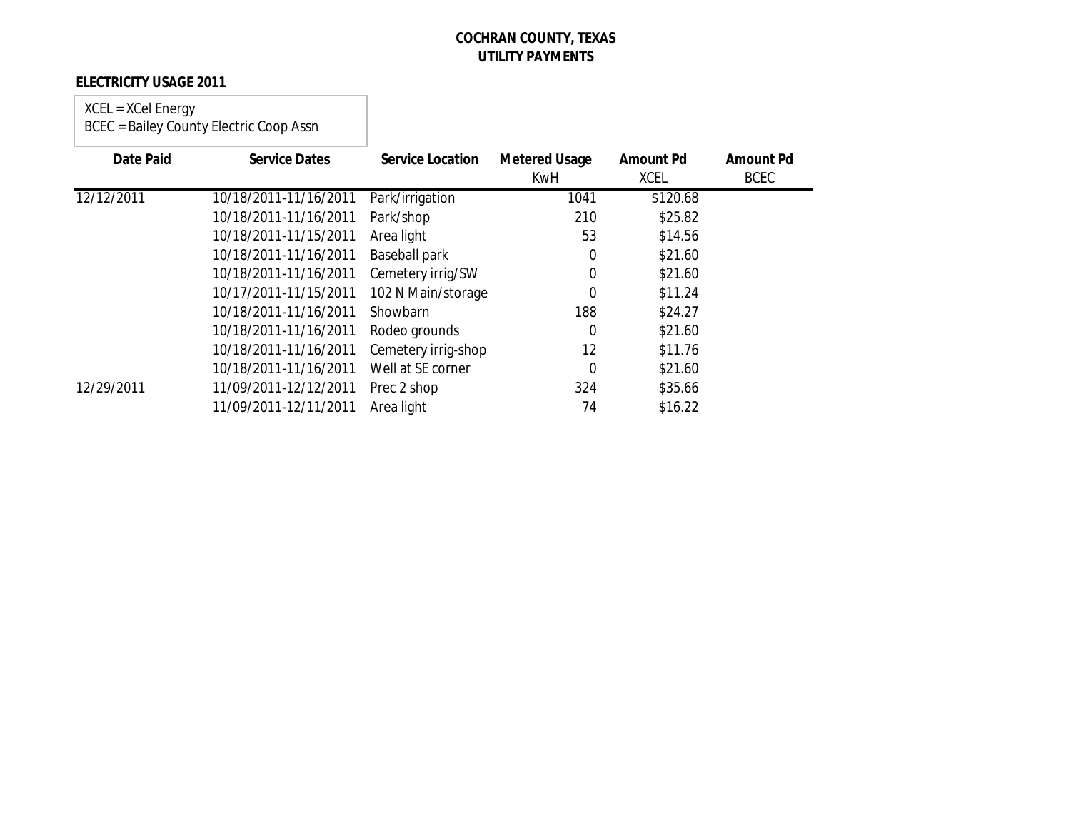**COCHRAN COUNTY, TEXAS**
**UTILITY PAYMENTS**

**ELECTRICITY USAGE 2011**

XCEL = XCel Energy
BCEC = Bailey County Electric Coop Assn

| Date Paid | Service Dates | Service Location | Metered Usage KwH | Amount Pd XCEL | Amount Pd BCEC |
|---|---|---|---|---|---|
| 12/12/2011 | 10/18/2011-11/16/2011 | Park/irrigation | 1041 | $120.68 | |
| | 10/18/2011-11/16/2011 | Park/shop | 210 | $25.82 | |
| | 10/18/2011-11/15/2011 | Area light | 53 | $14.56 | |
| | 10/18/2011-11/16/2011 | Baseball park | 0 | $21.60 | |
| | 10/18/2011-11/16/2011 | Cemetery irrig/SW | 0 | $21.60 | |
| | 10/17/2011-11/15/2011 | 102 N Main/storage | 0 | $11.24 | |
| | 10/18/2011-11/16/2011 | Showbarn | 188 | $24.27 | |
| | 10/18/2011-11/16/2011 | Rodeo grounds | 0 | $21.60 | |
| | 10/18/2011-11/16/2011 | Cemetery irrig-shop | 12 | $11.76 | |
| | 10/18/2011-11/16/2011 | Well at SE corner | 0 | $21.60 | |
| 12/29/2011 | 11/09/2011-12/12/2011 | Prec 2 shop | 324 | $35.66 | |
| | 11/09/2011-12/11/2011 | Area light | 74 | $16.22 | |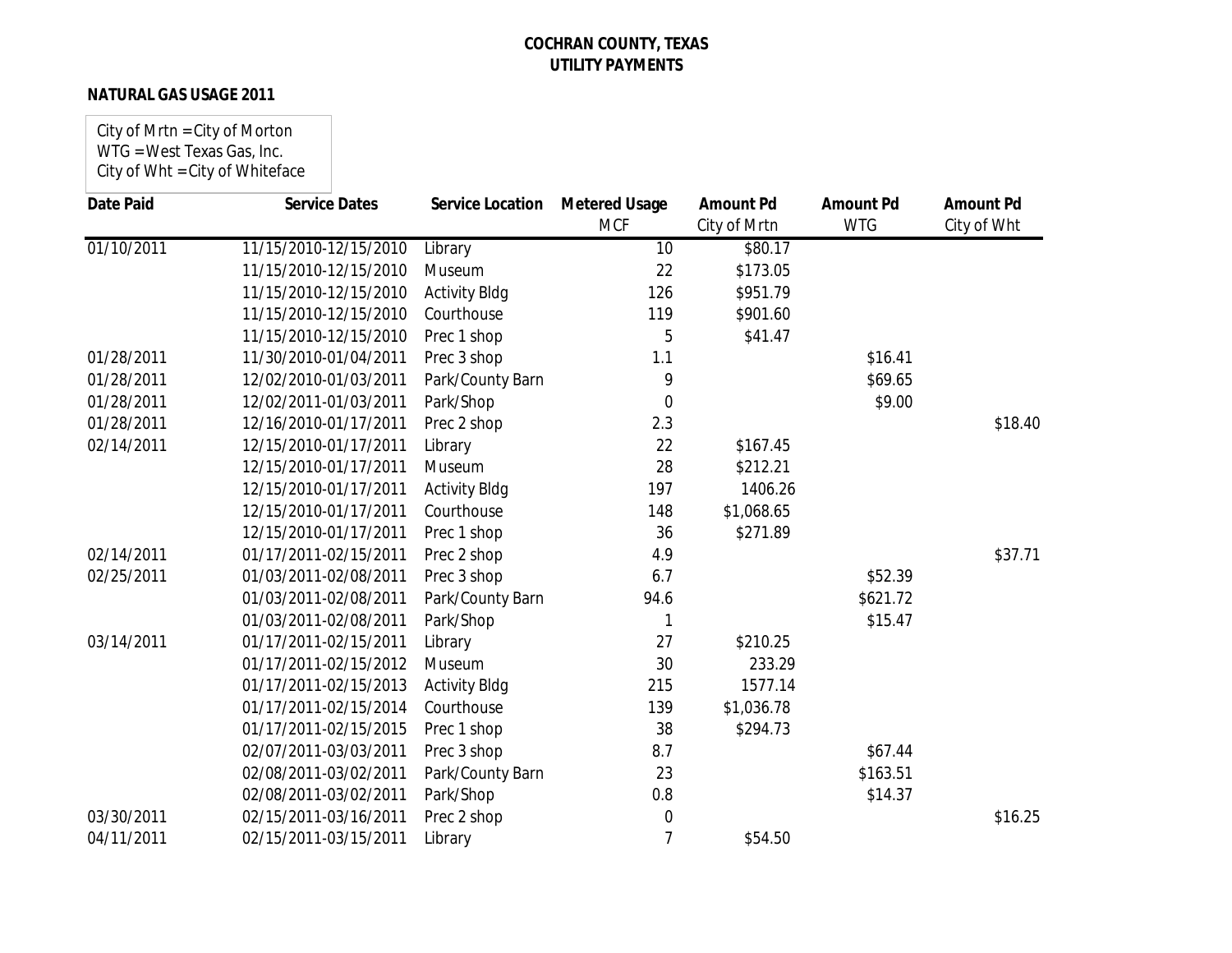**COCHRAN COUNTY, TEXAS**
**UTILITY PAYMENTS**

**NATURAL GAS USAGE 2011**

City of Mrtn = City of Morton
WTG = West Texas Gas, Inc.
City of Wht = City of Whiteface

| Date Paid | Service Dates | Service Location | Metered Usage MCF | Amount Pd City of Mrtn | Amount Pd WTG | Amount Pd City of Wht |
|---|---|---|---|---|---|---|
| 01/10/2011 | 11/15/2010-12/15/2010 | Library | 10 | $80.17 | | |
| | 11/15/2010-12/15/2010 | Museum | 22 | $173.05 | | |
| | 11/15/2010-12/15/2010 | Activity Bldg | 126 | $951.79 | | |
| | 11/15/2010-12/15/2010 | Courthouse | 119 | $901.60 | | |
| | 11/15/2010-12/15/2010 | Prec 1 shop | 5 | $41.47 | | |
| 01/28/2011 | 11/30/2010-01/04/2011 | Prec 3 shop | 1.1 | | $16.41 | |
| 01/28/2011 | 12/02/2010-01/03/2011 | Park/County Barn | 9 | | $69.65 | |
| 01/28/2011 | 12/02/2011-01/03/2011 | Park/Shop | 0 | | $9.00 | |
| 01/28/2011 | 12/16/2010-01/17/2011 | Prec 2 shop | 2.3 | | | $18.40 |
| 02/14/2011 | 12/15/2010-01/17/2011 | Library | 22 | $167.45 | | |
| | 12/15/2010-01/17/2011 | Museum | 28 | $212.21 | | |
| | 12/15/2010-01/17/2011 | Activity Bldg | 197 | 1406.26 | | |
| | 12/15/2010-01/17/2011 | Courthouse | 148 | $1,068.65 | | |
| | 12/15/2010-01/17/2011 | Prec 1 shop | 36 | $271.89 | | |
| 02/14/2011 | 01/17/2011-02/15/2011 | Prec 2 shop | 4.9 | | | $37.71 |
| 02/25/2011 | 01/03/2011-02/08/2011 | Prec 3 shop | 6.7 | | $52.39 | |
| | 01/03/2011-02/08/2011 | Park/County Barn | 94.6 | | $621.72 | |
| | 01/03/2011-02/08/2011 | Park/Shop | 1 | | $15.47 | |
| 03/14/2011 | 01/17/2011-02/15/2011 | Library | 27 | $210.25 | | |
| | 01/17/2011-02/15/2012 | Museum | 30 | 233.29 | | |
| | 01/17/2011-02/15/2013 | Activity Bldg | 215 | 1577.14 | | |
| | 01/17/2011-02/15/2014 | Courthouse | 139 | $1,036.78 | | |
| | 01/17/2011-02/15/2015 | Prec 1 shop | 38 | $294.73 | | |
| | 02/07/2011-03/03/2011 | Prec 3 shop | 8.7 | | $67.44 | |
| | 02/08/2011-03/02/2011 | Park/County Barn | 23 | | $163.51 | |
| | 02/08/2011-03/02/2011 | Park/Shop | 0.8 | | $14.37 | |
| 03/30/2011 | 02/15/2011-03/16/2011 | Prec 2 shop | 0 | | | $16.25 |
| 04/11/2011 | 02/15/2011-03/15/2011 | Library | 7 | $54.50 | | |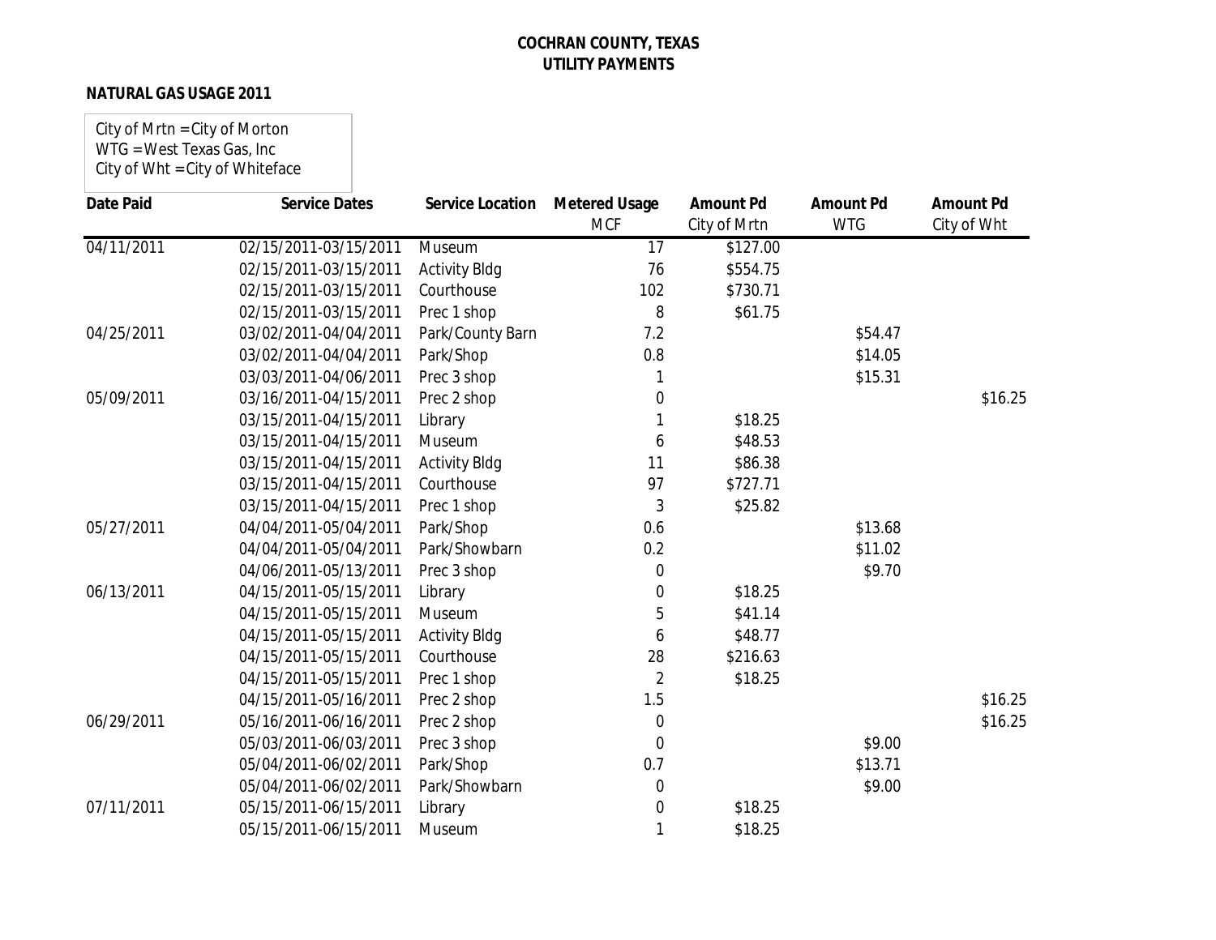**COCHRAN COUNTY, TEXAS**
**UTILITY PAYMENTS**

**NATURAL GAS USAGE 2011**

City of Mrtn = City of Morton
WTG = West Texas Gas, Inc
City of Wht = City of Whiteface

| Date Paid | Service Dates | Service Location | Metered Usage MCF | Amount Pd City of Mrtn | Amount Pd WTG | Amount Pd City of Wht |
|---|---|---|---|---|---|---|
| 04/11/2011 | 02/15/2011-03/15/2011 | Museum | 17 | $127.00 | | |
| | 02/15/2011-03/15/2011 | Activity Bldg | 76 | $554.75 | | |
| | 02/15/2011-03/15/2011 | Courthouse | 102 | $730.71 | | |
| | 02/15/2011-03/15/2011 | Prec 1 shop | 8 | $61.75 | | |
| 04/25/2011 | 03/02/2011-04/04/2011 | Park/County Barn | 7.2 | | $54.47 | |
| | 03/02/2011-04/04/2011 | Park/Shop | 0.8 | | $14.05 | |
| | 03/03/2011-04/06/2011 | Prec 3 shop | 1 | | $15.31 | |
| 05/09/2011 | 03/16/2011-04/15/2011 | Prec 2 shop | 0 | | | $16.25 |
| | 03/15/2011-04/15/2011 | Library | 1 | $18.25 | | |
| | 03/15/2011-04/15/2011 | Museum | 6 | $48.53 | | |
| | 03/15/2011-04/15/2011 | Activity Bldg | 11 | $86.38 | | |
| | 03/15/2011-04/15/2011 | Courthouse | 97 | $727.71 | | |
| | 03/15/2011-04/15/2011 | Prec 1 shop | 3 | $25.82 | | |
| 05/27/2011 | 04/04/2011-05/04/2011 | Park/Shop | 0.6 | | $13.68 | |
| | 04/04/2011-05/04/2011 | Park/Showbarn | 0.2 | | $11.02 | |
| | 04/06/2011-05/13/2011 | Prec 3 shop | 0 | | $9.70 | |
| 06/13/2011 | 04/15/2011-05/15/2011 | Library | 0 | $18.25 | | |
| | 04/15/2011-05/15/2011 | Museum | 5 | $41.14 | | |
| | 04/15/2011-05/15/2011 | Activity Bldg | 6 | $48.77 | | |
| | 04/15/2011-05/15/2011 | Courthouse | 28 | $216.63 | | |
| | 04/15/2011-05/15/2011 | Prec 1 shop | 2 | $18.25 | | |
| | 04/15/2011-05/16/2011 | Prec 2 shop | 1.5 | | | $16.25 |
| 06/29/2011 | 05/16/2011-06/16/2011 | Prec 2 shop | 0 | | | $16.25 |
| | 05/03/2011-06/03/2011 | Prec 3 shop | 0 | | $9.00 | |
| | 05/04/2011-06/02/2011 | Park/Shop | 0.7 | | $13.71 | |
| | 05/04/2011-06/02/2011 | Park/Showbarn | 0 | | $9.00 | |
| 07/11/2011 | 05/15/2011-06/15/2011 | Library | 0 | $18.25 | | |
| | 05/15/2011-06/15/2011 | Museum | 1 | $18.25 | | |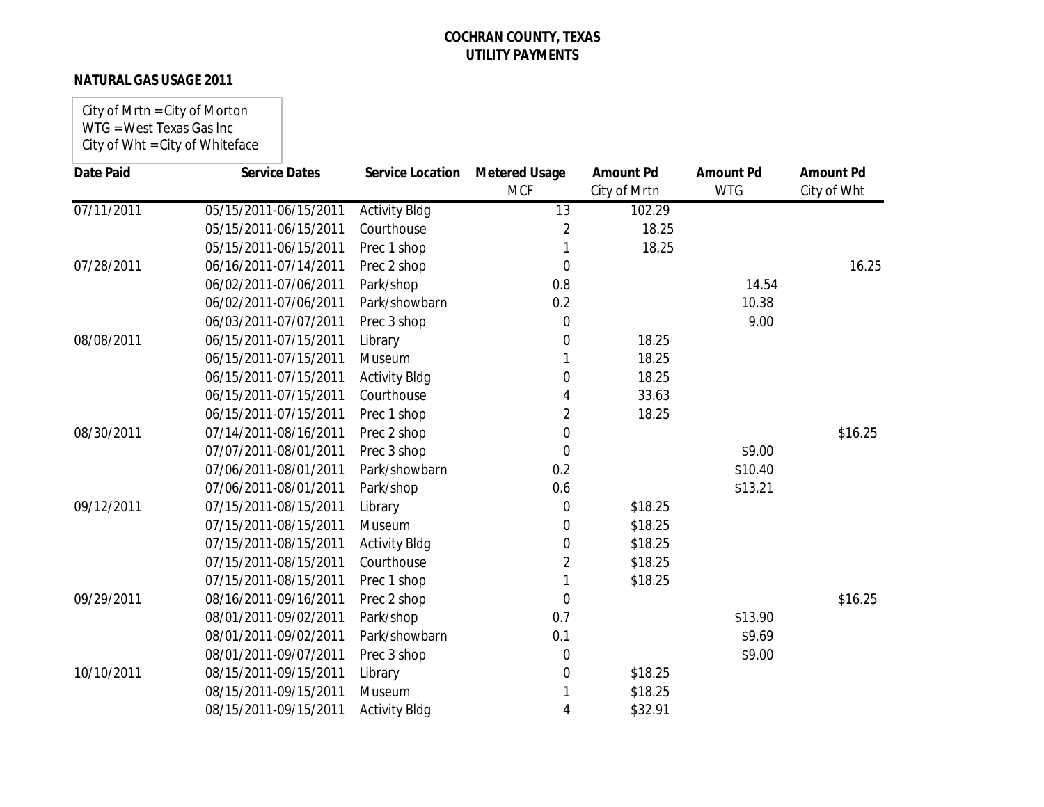**COCHRAN COUNTY, TEXAS**
**UTILITY PAYMENTS**

**NATURAL GAS USAGE 2011**

City of Mrtn = City of Morton
WTG = West Texas Gas Inc
City of Wht = City of Whiteface

| Date Paid | Service Dates | Service Location | Metered Usage MCF | Amount Pd City of Mrtn | Amount Pd WTG | Amount Pd City of Wht |
|---|---|---|---|---|---|---|
| 07/11/2011 | 05/15/2011-06/15/2011 | Activity Bldg | 13 | 102.29 | | |
| | 05/15/2011-06/15/2011 | Courthouse | 2 | 18.25 | | |
| | 05/15/2011-06/15/2011 | Prec 1 shop | 1 | 18.25 | | |
| 07/28/2011 | 06/16/2011-07/14/2011 | Prec 2 shop | 0 | | | 16.25 |
| | 06/02/2011-07/06/2011 | Park/shop | 0.8 | | 14.54 | |
| | 06/02/2011-07/06/2011 | Park/showbarn | 0.2 | | 10.38 | |
| | 06/03/2011-07/07/2011 | Prec 3 shop | 0 | | 9.00 | |
| 08/08/2011 | 06/15/2011-07/15/2011 | Library | 0 | 18.25 | | |
| | 06/15/2011-07/15/2011 | Museum | 1 | 18.25 | | |
| | 06/15/2011-07/15/2011 | Activity Bldg | 0 | 18.25 | | |
| | 06/15/2011-07/15/2011 | Courthouse | 4 | 33.63 | | |
| | 06/15/2011-07/15/2011 | Prec 1 shop | 2 | 18.25 | | |
| 08/30/2011 | 07/14/2011-08/16/2011 | Prec 2 shop | 0 | | | $16.25 |
| | 07/07/2011-08/01/2011 | Prec 3 shop | 0 | | $9.00 | |
| | 07/06/2011-08/01/2011 | Park/showbarn | 0.2 | | $10.40 | |
| | 07/06/2011-08/01/2011 | Park/shop | 0.6 | | $13.21 | |
| 09/12/2011 | 07/15/2011-08/15/2011 | Library | 0 | $18.25 | | |
| | 07/15/2011-08/15/2011 | Museum | 0 | $18.25 | | |
| | 07/15/2011-08/15/2011 | Activity Bldg | 0 | $18.25 | | |
| | 07/15/2011-08/15/2011 | Courthouse | 2 | $18.25 | | |
| | 07/15/2011-08/15/2011 | Prec 1 shop | 1 | $18.25 | | |
| 09/29/2011 | 08/16/2011-09/16/2011 | Prec 2 shop | 0 | | | $16.25 |
| | 08/01/2011-09/02/2011 | Park/shop | 0.7 | | $13.90 | |
| | 08/01/2011-09/02/2011 | Park/showbarn | 0.1 | | $9.69 | |
| | 08/01/2011-09/07/2011 | Prec 3 shop | 0 | | $9.00 | |
| 10/10/2011 | 08/15/2011-09/15/2011 | Library | 0 | $18.25 | | |
| | 08/15/2011-09/15/2011 | Museum | 1 | $18.25 | | |
| | 08/15/2011-09/15/2011 | Activity Bldg | 4 | $32.91 | | |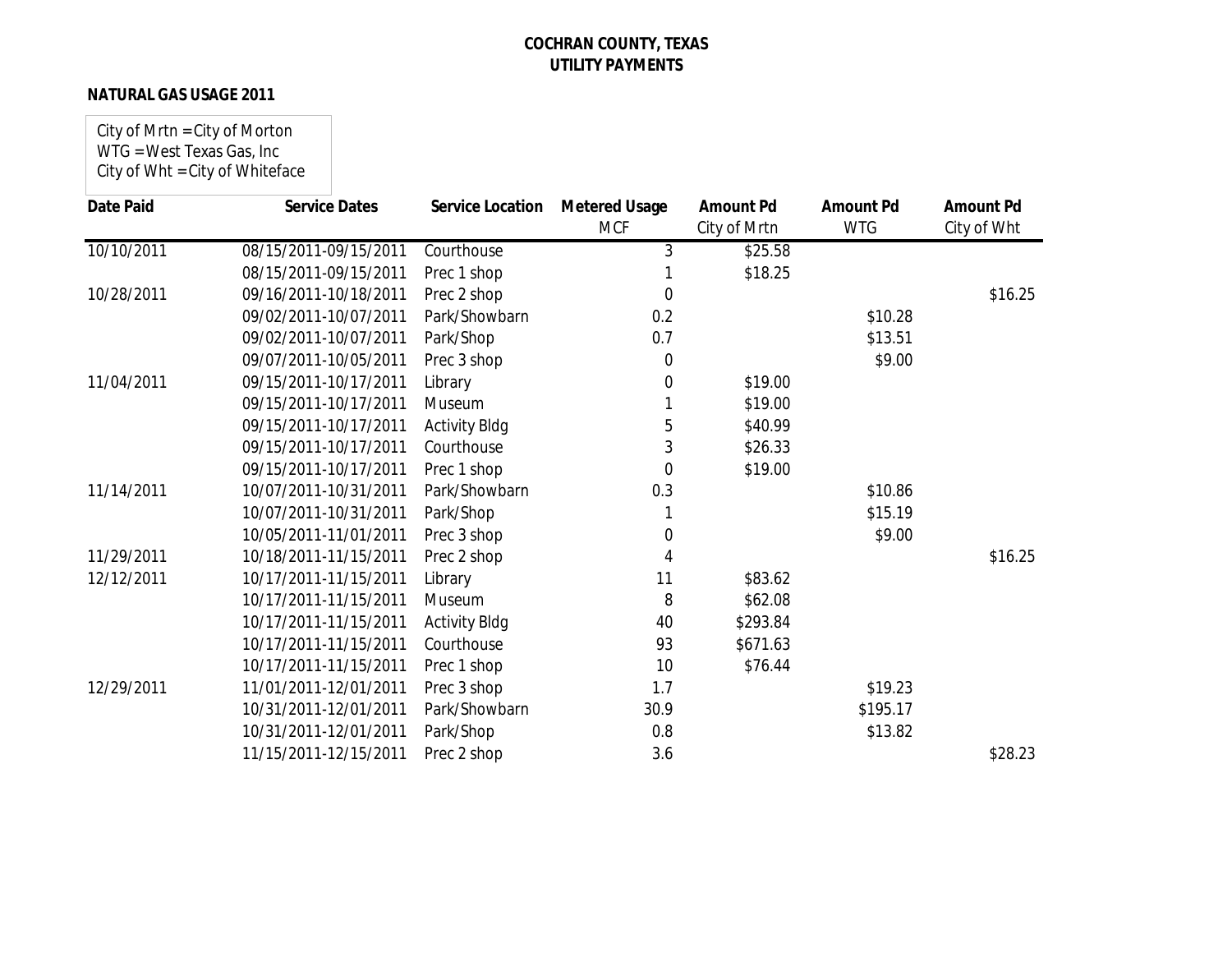**COCHRAN COUNTY, TEXAS**
**UTILITY PAYMENTS**

**NATURAL GAS USAGE 2011**

City of Mrtn = City of Morton
WTG = West Texas Gas, Inc
City of Wht = City of Whiteface

| Date Paid | Service Dates | Service Location | Metered Usage MCF | Amount Pd City of Mrtn | Amount Pd WTG | Amount Pd City of Wht |
|---|---|---|---|---|---|---|
| 10/10/2011 | 08/15/2011-09/15/2011 | Courthouse | 3 | $25.58 | | |
| | 08/15/2011-09/15/2011 | Prec 1 shop | 1 | $18.25 | | |
| 10/28/2011 | 09/16/2011-10/18/2011 | Prec 2 shop | 0 | | | $16.25 |
| | 09/02/2011-10/07/2011 | Park/Showbarn | 0.2 | | $10.28 | |
| | 09/02/2011-10/07/2011 | Park/Shop | 0.7 | | $13.51 | |
| | 09/07/2011-10/05/2011 | Prec 3 shop | 0 | | $9.00 | |
| 11/04/2011 | 09/15/2011-10/17/2011 | Library | 0 | $19.00 | | |
| | 09/15/2011-10/17/2011 | Museum | 1 | $19.00 | | |
| | 09/15/2011-10/17/2011 | Activity Bldg | 5 | $40.99 | | |
| | 09/15/2011-10/17/2011 | Courthouse | 3 | $26.33 | | |
| | 09/15/2011-10/17/2011 | Prec 1 shop | 0 | $19.00 | | |
| 11/14/2011 | 10/07/2011-10/31/2011 | Park/Showbarn | 0.3 | | $10.86 | |
| | 10/07/2011-10/31/2011 | Park/Shop | 1 | | $15.19 | |
| | 10/05/2011-11/01/2011 | Prec 3 shop | 0 | | $9.00 | |
| 11/29/2011 | 10/18/2011-11/15/2011 | Prec 2 shop | 4 | | | $16.25 |
| 12/12/2011 | 10/17/2011-11/15/2011 | Library | 11 | $83.62 | | |
| | 10/17/2011-11/15/2011 | Museum | 8 | $62.08 | | |
| | 10/17/2011-11/15/2011 | Activity Bldg | 40 | $293.84 | | |
| | 10/17/2011-11/15/2011 | Courthouse | 93 | $671.63 | | |
| | 10/17/2011-11/15/2011 | Prec 1 shop | 10 | $76.44 | | |
| 12/29/2011 | 11/01/2011-12/01/2011 | Prec 3 shop | 1.7 | | $19.23 | |
| | 10/31/2011-12/01/2011 | Park/Showbarn | 30.9 | | $195.17 | |
| | 10/31/2011-12/01/2011 | Park/Shop | 0.8 | | $13.82 | |
| | 11/15/2011-12/15/2011 | Prec 2 shop | 3.6 | | | $28.23 |